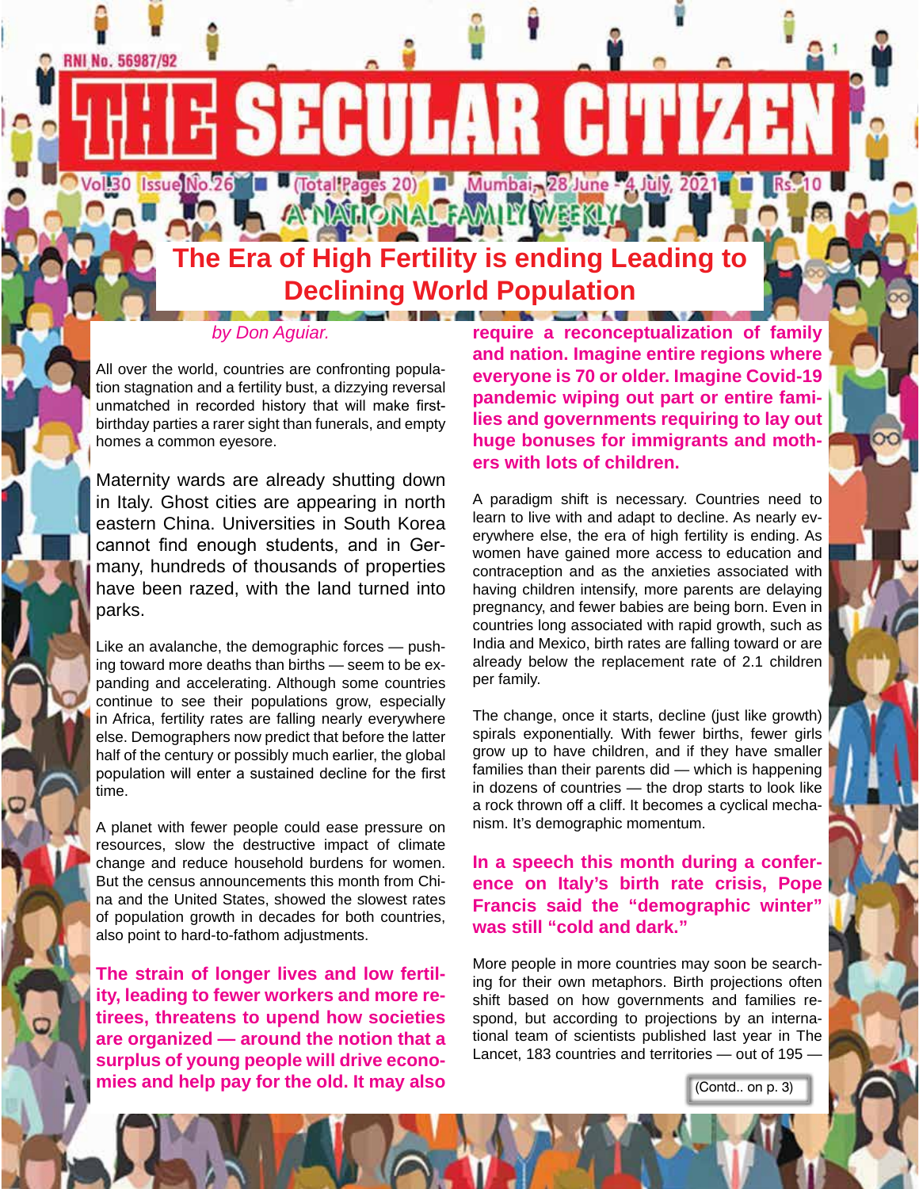# THE SECULAR CITIZEN

RNI No. 56987/92

Vol 30 Issue No.26 (Total Pages 20) Mumbai, 28 June - 4 July, 2021 Rs. 10

A NATIONAL FAMILY WEEKLY

## The Era of High Fertility is ending Leading to Declining World Population

*by Don Aguiar.*

All over the world, countries are confronting population stagnation and a fertility bust, a dizzying reversal unmatched in recorded history that will make first-birthday parties a rarer sight than funerals, and empty homes a common eyesore.

Maternity wards are already shutting down in Italy. Ghost cities are appearing in north eastern China. Universities in South Korea cannot find enough students, and in Germany, hundreds of thousands of properties have been razed, with the land turned into parks.

Like an avalanche, the demographic forces — pushing toward more deaths than births — seem to be expanding and accelerating. Although some countries continue to see their populations grow, especially in Africa, fertility rates are falling nearly everywhere else. Demographers now predict that before the latter half of the century or possibly much earlier, the global population will enter a sustained decline for the first time.

A planet with fewer people could ease pressure on resources, slow the destructive impact of climate change and reduce household burdens for women. But the census announcements this month from China and the United States, showed the slowest rates of population growth in decades for both countries, also point to hard-to-fathom adjustments.

**The strain of longer lives and low fertility, leading to fewer workers and more retirees, threatens to upend how societies are organized — around the notion that a surplus of young people will drive economies and help pay for the old. It may also require a reconceptualization of family and nation. Imagine entire regions where everyone is 70 or older. Imagine Covid-19 pandemic wiping out part or entire families and governments requiring to lay out huge bonuses for immigrants and mothers with lots of children.**

A paradigm shift is necessary. Countries need to learn to live with and adapt to decline. As nearly everywhere else, the era of high fertility is ending. As women have gained more access to education and contraception and as the anxieties associated with having children intensify, more parents are delaying pregnancy, and fewer babies are being born. Even in countries long associated with rapid growth, such as India and Mexico, birth rates are falling toward or are already below the replacement rate of 2.1 children per family.

The change, once it starts, decline (just like growth) spirals exponentially. With fewer births, fewer girls grow up to have children, and if they have smaller families than their parents did — which is happening in dozens of countries — the drop starts to look like a rock thrown off a cliff. It becomes a cyclical mechanism. It's demographic momentum.

**In a speech this month during a conference on Italy's birth rate crisis, Pope Francis said the "demographic winter" was still "cold and dark."**

More people in more countries may soon be searching for their own metaphors. Birth projections often shift based on how governments and families respond, but according to projections by an international team of scientists published last year in The Lancet, 183 countries and territories — out of 195 —

(Contd.. on p. 3)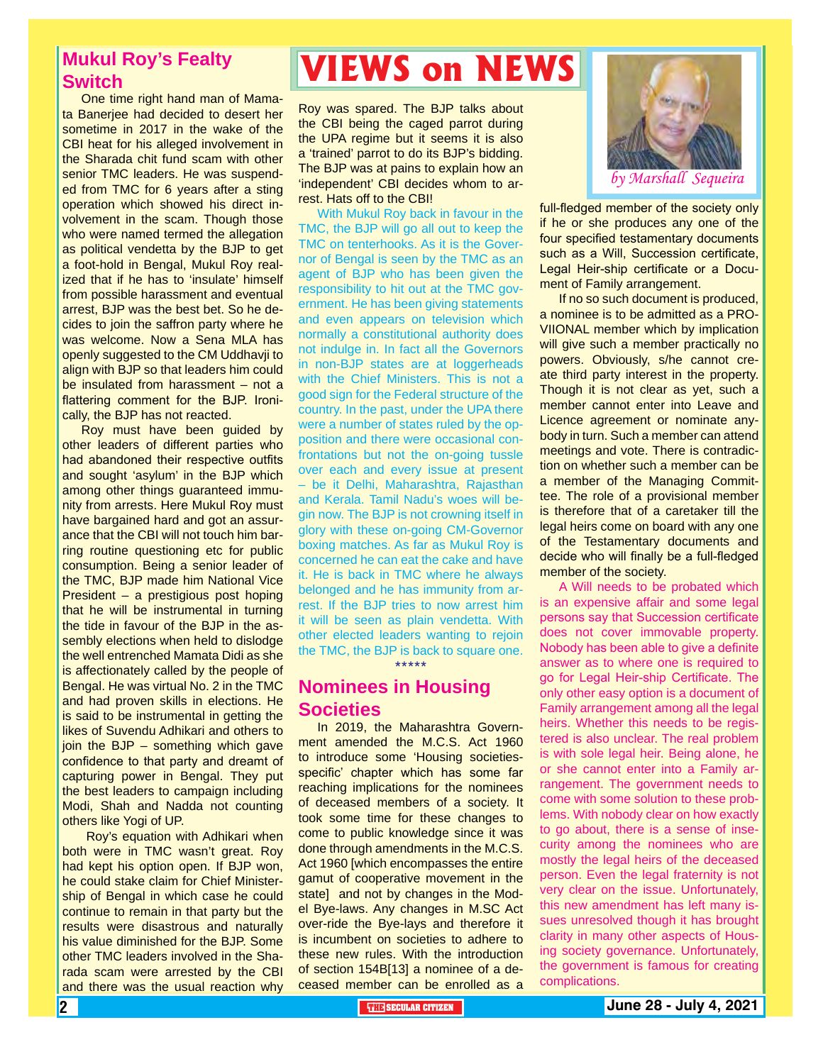# VIEWS on NEWS

*by Marshall Sequeira*

## Mukul Roy's Fealty Switch

One time right hand man of Mamata Banerjee had decided to desert her sometime in 2017 in the wake of the CBI heat for his alleged involvement in the Sharada chit fund scam with other senior TMC leaders. He was suspended from TMC for 6 years after a sting operation which showed his direct involvement in the scam. Though those who were named termed the allegation as political vendetta by the BJP to get a foot-hold in Bengal, Mukul Roy realized that if he has to 'insulate' himself from possible harassment and eventual arrest, BJP was the best bet. So he decides to join the saffron party where he was welcome. Now a Sena MLA has openly suggested to the CM Uddhavji to align with BJP so that leaders him could be insulated from harassment – not a flattering comment for the BJP. Ironically, the BJP has not reacted.

Roy must have been guided by other leaders of different parties who had abandoned their respective outfits and sought 'asylum' in the BJP which among other things guaranteed immunity from arrests. Here Mukul Roy must have bargained hard and got an assurance that the CBI will not touch him barring routine questioning etc for public consumption. Being a senior leader of the TMC, BJP made him National Vice President – a prestigious post hoping that he will be instrumental in turning the tide in favour of the BJP in the assembly elections when held to dislodge the well entrenched Mamata Didi as she is affectionately called by the people of Bengal. He was virtual No. 2 in the TMC and had proven skills in elections. He is said to be instrumental in getting the likes of Suvendu Adhikari and others to join the BJP – something which gave confidence to that party and dreamt of capturing power in Bengal. They put the best leaders to campaign including Modi, Shah and Nadda not counting others like Yogi of UP.

Roy's equation with Adhikari when both were in TMC wasn't great. Roy had kept his option open. If BJP won, he could stake claim for Chief Ministership of Bengal in which case he could continue to remain in that party but the results were disastrous and naturally his value diminished for the BJP. Some other TMC leaders involved in the Sharada scam were arrested by the CBI and there was the usual reaction why Roy was spared. The BJP talks about the CBI being the caged parrot during the UPA regime but it seems it is also a 'trained' parrot to do its BJP's bidding. The BJP was at pains to explain how an 'independent' CBI decides whom to arrest. Hats off to the CBI!

With Mukul Roy back in favour in the TMC, the BJP will go all out to keep the TMC on tenterhooks. As it is the Governor of Bengal is seen by the TMC as an agent of BJP who has been given the responsibility to hit out at the TMC government. He has been giving statements and even appears on television which normally a constitutional authority does not indulge in. In fact all the Governors in non-BJP states are at loggerheads with the Chief Ministers. This is not a good sign for the Federal structure of the country. In the past, under the UPA there were a number of states ruled by the opposition and there were occasional confrontations but not the on-going tussle over each and every issue at present – be it Delhi, Maharashtra, Rajasthan and Kerala. Tamil Nadu's woes will begin now. The BJP is not crowning itself in glory with these on-going CM-Governor boxing matches. As far as Mukul Roy is concerned he can eat the cake and have it. He is back in TMC where he always belonged and he has immunity from arrest. If the BJP tries to now arrest him it will be seen as plain vendetta. With other elected leaders wanting to rejoin the TMC, the BJP is back to square one.

\*\*\*\*\*

## Nominees in Housing Societies

In 2019, the Maharashtra Government amended the M.C.S. Act 1960 to introduce some 'Housing societies-specific' chapter which has some far reaching implications for the nominees of deceased members of a society. It took some time for these changes to come to public knowledge since it was done through amendments in the M.C.S. Act 1960 [which encompasses the entire gamut of cooperative movement in the state] and not by changes in the Model Bye-laws. Any changes in M.SC Act over-ride the Bye-lays and therefore it is incumbent on societies to adhere to these new rules. With the introduction of section 154B[13] a nominee of a deceased member can be enrolled as a full-fledged member of the society only if he or she produces any one of the four specified testamentary documents such as a Will, Succession certificate, Legal Heir-ship certificate or a Document of Family arrangement.

If no so such document is produced, a nominee is to be admitted as a PROVIIONAL member which by implication will give such a member practically no powers. Obviously, s/he cannot create third party interest in the property. Though it is not clear as yet, such a member cannot enter into Leave and Licence agreement or nominate anybody in turn. Such a member can attend meetings and vote. There is contradiction on whether such a member can be a member of the Managing Committee. The role of a provisional member is therefore that of a caretaker till the legal heirs come on board with any one of the Testamentary documents and decide who will finally be a full-fledged member of the society.

A Will needs to be probated which is an expensive affair and some legal persons say that Succession certificate does not cover immovable property. Nobody has been able to give a definite answer as to where one is required to go for Legal Heir-ship Certificate. The only other easy option is a document of Family arrangement among all the legal heirs. Whether this needs to be registered is also unclear. The real problem is with sole legal heir. Being alone, he or she cannot enter into a Family arrangement. The government needs to come with some solution to these problems. With nobody clear on how exactly to go about, there is a sense of insecurity among the nominees who are mostly the legal heirs of the deceased person. Even the legal fraternity is not very clear on the issue. Unfortunately, this new amendment has left many issues unresolved though it has brought clarity in many other aspects of Housing society governance. Unfortunately, the government is famous for creating complications.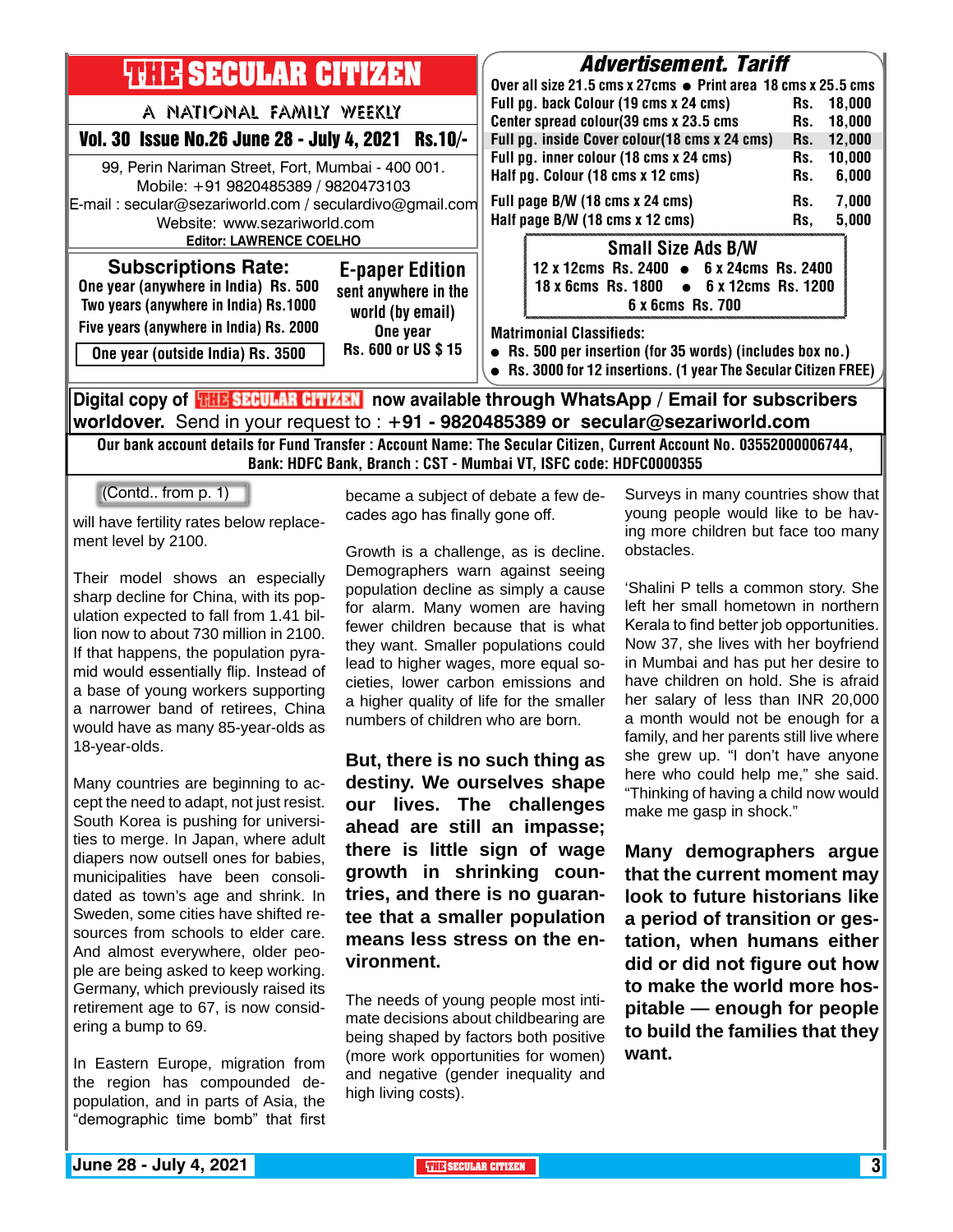# THE SECULAR CITIZEN

A NATIONAL FAMILY WEEKLY

**Vol. 30 Issue No.26 June 28 - July 4, 2021 Rs.10/-**

99, Perin Nariman Street, Fort, Mumbai - 400 001.
Mobile: +91 9820485389 / 9820473103
E-mail : secular@sezariworld.com / seculardivo@gmail.com
Website: www.sezariworld.com
**Editor: LAWRENCE COELHO**

**Subscriptions Rate:**
One year (anywhere in India) Rs. 500
Two years (anywhere in India) Rs.1000
Five years (anywhere in India) Rs. 2000
One year (outside India) Rs. 3500

**E-paper Edition**
sent anywhere in the world (by email)
One year
Rs. 600 or US $ 15

## Advertisement. Tariff

Over all size 21.5 cms x 27cms ● Print area 18 cms x 25.5 cms

| | |
|---|---|
| Full pg. back Colour (19 cms x 24 cms) | Rs. 18,000 |
| Center spread colour(39 cms x 23.5 cms | Rs. 18,000 |
| Full pg. inside Cover colour(18 cms x 24 cms) | Rs. 12,000 |
| Full pg. inner colour (18 cms x 24 cms) | Rs. 10,000 |
| Half pg. Colour (18 cms x 12 cms) | Rs. 6,000 |
| Full page B/W (18 cms x 24 cms) | Rs. 7,000 |
| Half page B/W (18 cms x 12 cms) | Rs, 5,000 |

**Small Size Ads B/W**
12 x 12cms Rs. 2400 ● 6 x 24cms Rs. 2400
18 x 6cms Rs. 1800 ● 6 x 12cms Rs. 1200
6 x 6cms Rs. 700

**Matrimonial Classifieds:**
- Rs. 500 per insertion (for 35 words) (includes box no.)
- Rs. 3000 for 12 insertions. (1 year The Secular Citizen FREE)

**Digital copy of THE SECULAR CITIZEN now available through WhatsApp / Email for subscribers worldover.** Send in your request to : **+91 - 9820485389 or secular@sezariworld.com**

**Our bank account details for Fund Transfer : Account Name: The Secular Citizen, Current Account No. 03552000006744, Bank: HDFC Bank, Branch : CST - Mumbai VT, ISFC code: HDFC0000355**

---

(Contd.. from p. 1)

will have fertility rates below replacement level by 2100.

Their model shows an especially sharp decline for China, with its population expected to fall from 1.41 billion now to about 730 million in 2100. If that happens, the population pyramid would essentially flip. Instead of a base of young workers supporting a narrower band of retirees, China would have as many 85-year-olds as 18-year-olds.

Many countries are beginning to accept the need to adapt, not just resist. South Korea is pushing for universities to merge. In Japan, where adult diapers now outsell ones for babies, municipalities have been consolidated as town's age and shrink. In Sweden, some cities have shifted resources from schools to elder care. And almost everywhere, older people are being asked to keep working. Germany, which previously raised its retirement age to 67, is now considering a bump to 69.

In Eastern Europe, migration from the region has compounded depopulation, and in parts of Asia, the "demographic time bomb" that first became a subject of debate a few decades ago has finally gone off.

Growth is a challenge, as is decline. Demographers warn against seeing population decline as simply a cause for alarm. Many women are having fewer children because that is what they want. Smaller populations could lead to higher wages, more equal societies, lower carbon emissions and a higher quality of life for the smaller numbers of children who are born.

**But, there is no such thing as destiny. We ourselves shape our lives. The challenges ahead are still an impasse; there is little sign of wage growth in shrinking countries, and there is no guarantee that a smaller population means less stress on the environment.**

The needs of young people most intimate decisions about childbearing are being shaped by factors both positive (more work opportunities for women) and negative (gender inequality and high living costs).

Surveys in many countries show that young people would like to be having more children but face too many obstacles.

'Shalini P tells a common story. She left her small hometown in northern Kerala to find better job opportunities. Now 37, she lives with her boyfriend in Mumbai and has put her desire to have children on hold. She is afraid her salary of less than INR 20,000 a month would not be enough for a family, and her parents still live where she grew up. "I don't have anyone here who could help me," she said. "Thinking of having a child now would make me gasp in shock."

**Many demographers argue that the current moment may look to future historians like a period of transition or gestation, when humans either did or did not figure out how to make the world more hospitable — enough for people to build the families that they want.**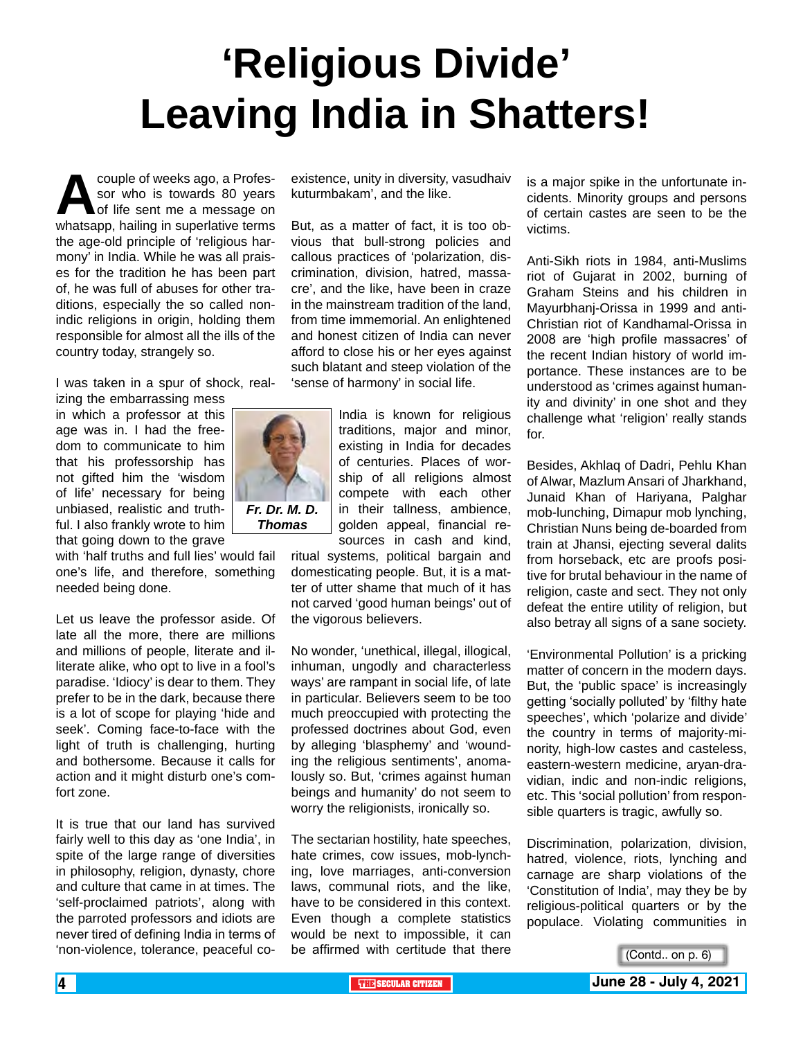# 'Religious Divide' Leaving India in Shatters!

A couple of weeks ago, a Professor who is towards 80 years of life sent me a message on whatsapp, hailing in superlative terms the age-old principle of 'religious harmony' in India. While he was all praises for the tradition he has been part of, he was full of abuses for other traditions, especially the so called non-indic religions in origin, holding them responsible for almost all the ills of the country today, strangely so.

I was taken in a spur of shock, realizing the embarrassing mess in which a professor at this age was in. I had the freedom to communicate to him that his professorship has not gifted him the 'wisdom of life' necessary for being unbiased, realistic and truthful. I also frankly wrote to him that going down to the grave with 'half truths and full lies' would fail one's life, and therefore, something needed being done.

*Fr. Dr. M. D. Thomas*

Let us leave the professor aside. Of late all the more, there are millions and millions of people, literate and illiterate alike, who opt to live in a fool's paradise. 'Idiocy' is dear to them. They prefer to be in the dark, because there is a lot of scope for playing 'hide and seek'. Coming face-to-face with the light of truth is challenging, hurting and bothersome. Because it calls for action and it might disturb one's comfort zone.

It is true that our land has survived fairly well to this day as 'one India', in spite of the large range of diversities in philosophy, religion, dynasty, chore and culture that came in at times. The 'self-proclaimed patriots', along with the parroted professors and idiots are never tired of defining India in terms of 'non-violence, tolerance, peaceful co-existence, unity in diversity, vasudhaiv kuturmbakam', and the like.

But, as a matter of fact, it is too obvious that bull-strong policies and callous practices of 'polarization, discrimination, division, hatred, massacre', and the like, have been in craze in the mainstream tradition of the land, from time immemorial. An enlightened and honest citizen of India can never afford to close his or her eyes against such blatant and steep violation of the 'sense of harmony' in social life.

India is known for religious traditions, major and minor, existing in India for decades of centuries. Places of worship of all religions almost compete with each other in their tallness, ambience, golden appeal, financial resources in cash and kind, ritual systems, political bargain and domesticating people. But, it is a matter of utter shame that much of it has not carved 'good human beings' out of the vigorous believers.

No wonder, 'unethical, illegal, illogical, inhuman, ungodly and characterless ways' are rampant in social life, of late in particular. Believers seem to be too much preoccupied with protecting the professed doctrines about God, even by alleging 'blasphemy' and 'wounding the religious sentiments', anomalously so. But, 'crimes against human beings and humanity' do not seem to worry the religionists, ironically so.

The sectarian hostility, hate speeches, hate crimes, cow issues, mob-lynching, love marriages, anti-conversion laws, communal riots, and the like, have to be considered in this context. Even though a complete statistics would be next to impossible, it can be affirmed with certitude that there is a major spike in the unfortunate incidents. Minority groups and persons of certain castes are seen to be the victims.

Anti-Sikh riots in 1984, anti-Muslims riot of Gujarat in 2002, burning of Graham Steins and his children in Mayurbhanj-Orissa in 1999 and anti-Christian riot of Kandhamal-Orissa in 2008 are 'high profile massacres' of the recent Indian history of world importance. These instances are to be understood as 'crimes against humanity and divinity' in one shot and they challenge what 'religion' really stands for.

Besides, Akhlaq of Dadri, Pehlu Khan of Alwar, Mazlum Ansari of Jharkhand, Junaid Khan of Hariyana, Palghar mob-lunching, Dimapur mob lynching, Christian Nuns being de-boarded from train at Jhansi, ejecting several dalits from horseback, etc are proofs positive for brutal behaviour in the name of religion, caste and sect. They not only defeat the entire utility of religion, but also betray all signs of a sane society.

'Environmental Pollution' is a pricking matter of concern in the modern days. But, the 'public space' is increasingly getting 'socially polluted' by 'filthy hate speeches', which 'polarize and divide' the country in terms of majority-minority, high-low castes and casteless, eastern-western medicine, aryan-dravidian, indic and non-indic religions, etc. This 'social pollution' from responsible quarters is tragic, awfully so.

Discrimination, polarization, division, hatred, violence, riots, lynching and carnage are sharp violations of the 'Constitution of India', may they be by religious-political quarters or by the populace. Violating communities in

(Contd.. on p. 6)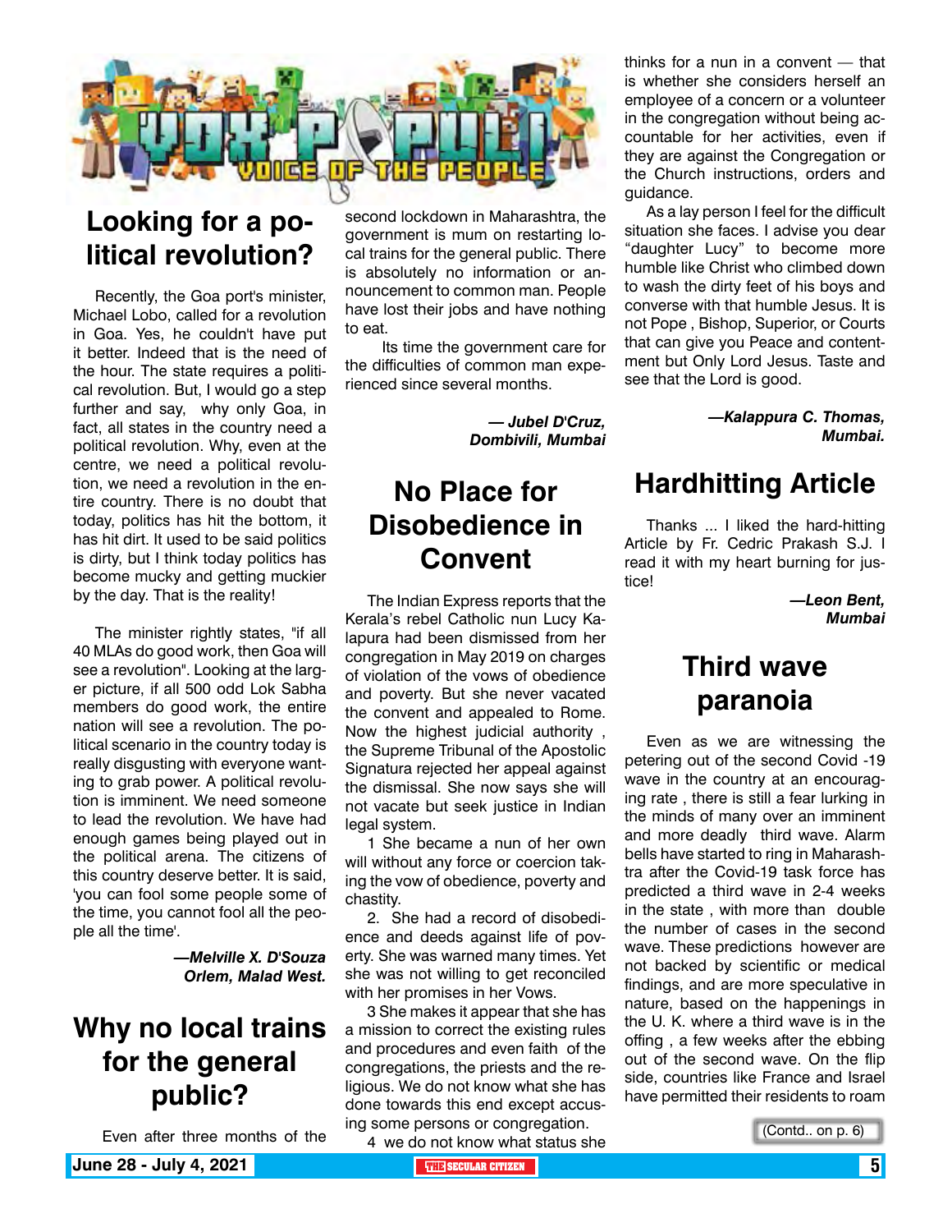# VOX POPULI
## VOICE OF THE PEOPLE

## Looking for a political revolution?

Recently, the Goa port's minister, Michael Lobo, called for a revolution in Goa. Yes, he couldn't have put it better. Indeed that is the need of the hour. The state requires a political revolution. But, I would go a step further and say, why only Goa, in fact, all states in the country need a political revolution. Why, even at the centre, we need a political revolution, we need a revolution in the entire country. There is no doubt that today, politics has hit the bottom, it has hit dirt. It used to be said politics is dirty, but I think today politics has become mucky and getting muckier by the day. That is the reality!

The minister rightly states, "if all 40 MLAs do good work, then Goa will see a revolution". Looking at the larger picture, if all 500 odd Lok Sabha members do good work, the entire nation will see a revolution. The political scenario in the country today is really disgusting with everyone wanting to grab power. A political revolution is imminent. We need someone to lead the revolution. We have had enough games being played out in the political arena. The citizens of this country deserve better. It is said, 'you can fool some people some of the time, you cannot fool all the people all the time'.

***—Melville X. D'Souza***
***Orlem, Malad West.***

## Why no local trains for the general public?

Even after three months of the second lockdown in Maharashtra, the government is mum on restarting local trains for the general public. There is absolutely no information or announcement to common man. People have lost their jobs and have nothing to eat.

Its time the government care for the difficulties of common man experienced since several months.

***— Jubel D'Cruz,***
***Dombivili, Mumbai***

## No Place for Disobedience in Convent

The Indian Express reports that the Kerala's rebel Catholic nun Lucy Kalapura had been dismissed from her congregation in May 2019 on charges of violation of the vows of obedience and poverty. But she never vacated the convent and appealed to Rome. Now the highest judicial authority , the Supreme Tribunal of the Apostolic Signatura rejected her appeal against the dismissal. She now says she will not vacate but seek justice in Indian legal system.

1 She became a nun of her own will without any force or coercion taking the vow of obedience, poverty and chastity.

2. She had a record of disobedience and deeds against life of poverty. She was warned many times. Yet she was not willing to get reconciled with her promises in her Vows.

3 She makes it appear that she has a mission to correct the existing rules and procedures and even faith of the congregations, the priests and the religious. We do not know what she has done towards this end except accusing some persons or congregation.

4 we do not know what status she thinks for a nun in a convent — that is whether she considers herself an employee of a concern or a volunteer in the congregation without being accountable for her activities, even if they are against the Congregation or the Church instructions, orders and guidance.

As a lay person I feel for the difficult situation she faces. I advise you dear "daughter Lucy" to become more humble like Christ who climbed down to wash the dirty feet of his boys and converse with that humble Jesus. It is not Pope , Bishop, Superior, or Courts that can give you Peace and contentment but Only Lord Jesus. Taste and see that the Lord is good.

***—Kalappura C. Thomas,***
***Mumbai.***

## Hardhitting Article

Thanks ... I liked the hard-hitting Article by Fr. Cedric Prakash S.J. I read it with my heart burning for justice!

***—Leon Bent,***
***Mumbai***

## Third wave paranoia

Even as we are witnessing the petering out of the second Covid -19 wave in the country at an encouraging rate , there is still a fear lurking in the minds of many over an imminent and more deadly third wave. Alarm bells have started to ring in Maharashtra after the Covid-19 task force has predicted a third wave in 2-4 weeks in the state , with more than double the number of cases in the second wave. These predictions however are not backed by scientific or medical findings, and are more speculative in nature, based on the happenings in the U. K. where a third wave is in the offing , a few weeks after the ebbing out of the second wave. On the flip side, countries like France and Israel have permitted their residents to roam

(Contd.. on p. 6)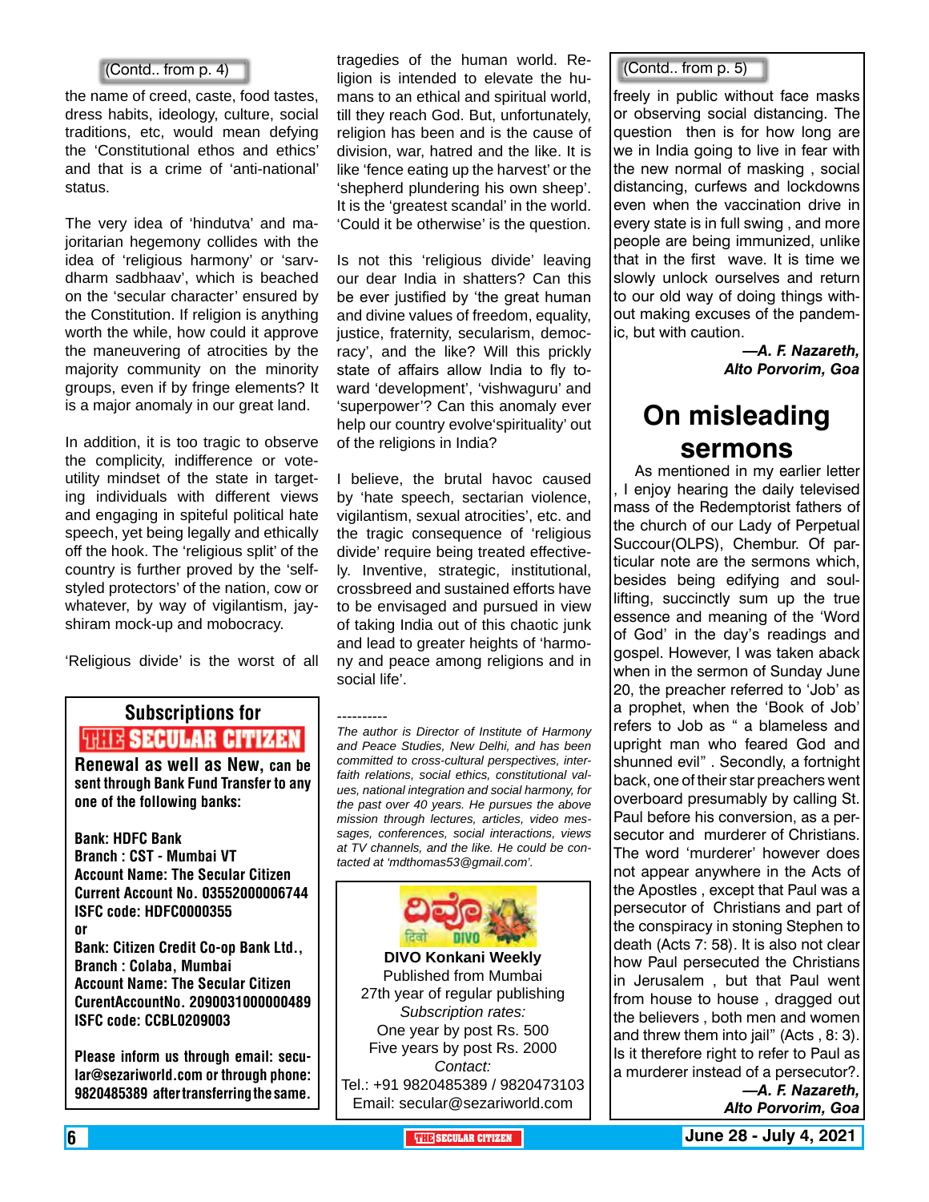(Contd.. from p. 4)

the name of creed, caste, food tastes, dress habits, ideology, culture, social traditions, etc, would mean defying the 'Constitutional ethos and ethics' and that is a crime of 'anti-national' status.

The very idea of 'hindutva' and majoritarian hegemony collides with the idea of 'religious harmony' or 'sarv-dharm sadbhaav', which is beached on the 'secular character' ensured by the Constitution. If religion is anything worth the while, how could it approve the maneuvering of atrocities by the majority community on the minority groups, even if by fringe elements? It is a major anomaly in our great land.

In addition, it is too tragic to observe the complicity, indifference or vote-utility mindset of the state in targeting individuals with different views and engaging in spiteful political hate speech, yet being legally and ethically off the hook. The 'religious split' of the country is further proved by the 'self-styled protectors' of the nation, cow or whatever, by way of vigilantism, jay-shiram mock-up and mobocracy.

'Religious divide' is the worst of all tragedies of the human world. Religion is intended to elevate the humans to an ethical and spiritual world, till they reach God. But, unfortunately, religion has been and is the cause of division, war, hatred and the like. It is like 'fence eating up the harvest' or the 'shepherd plundering his own sheep'. It is the 'greatest scandal' in the world. 'Could it be otherwise' is the question.

Is not this 'religious divide' leaving our dear India in shatters? Can this be ever justified by 'the great human and divine values of freedom, equality, justice, fraternity, secularism, democracy', and the like? Will this prickly state of affairs allow India to fly toward 'development', 'vishwaguru' and 'superpower'? Can this anomaly ever help our country evolve'spirituality' out of the religions in India?

I believe, the brutal havoc caused by 'hate speech, sectarian violence, vigilantism, sexual atrocities', etc. and the tragic consequence of 'religious divide' require being treated effectively. Inventive, strategic, institutional, crossbreed and sustained efforts have to be envisaged and pursued in view of taking India out of this chaotic junk and lead to greater heights of 'harmony and peace among religions and in social life'.

----------

*The author is Director of Institute of Harmony and Peace Studies, New Delhi, and has been committed to cross-cultural perspectives, interfaith relations, social ethics, constitutional values, national integration and social harmony, for the past over 40 years. He pursues the above mission through lectures, articles, video messages, conferences, social interactions, views at TV channels, and the like. He could be contacted at 'mdthomas53@gmail.com'.*

---

**Subscriptions for THE SECULAR CITIZEN**

**Renewal as well as New, can be sent through Bank Fund Transfer to any one of the following banks:**

**Bank: HDFC Bank**
**Branch : CST - Mumbai VT**
**Account Name: The Secular Citizen**
**Current Account No. 03552000006744**
**ISFC code: HDFC0000355**
**or**
**Bank: Citizen Credit Co-op Bank Ltd.,**
**Branch : Colaba, Mumbai**
**Account Name: The Secular Citizen**
**CurentAccountNo. 2090031000000489**
**ISFC code: CCBL0209003**

**Please inform us through email: secular@sezariworld.com or through phone: 9820485389 after transferring the same.**

---

**DIVO Konkani Weekly**
Published from Mumbai
27th year of regular publishing
*Subscription rates:*
One year by post Rs. 500
Five years by post Rs. 2000
*Contact:*
Tel.: +91 9820485389 / 9820473103
Email: secular@sezariworld.com

---

(Contd.. from p. 5)

freely in public without face masks or observing social distancing. The question then is for how long are we in India going to live in fear with the new normal of masking , social distancing, curfews and lockdowns even when the vaccination drive in every state is in full swing , and more people are being immunized, unlike that in the first wave. It is time we slowly unlock ourselves and return to our old way of doing things without making excuses of the pandemic, but with caution.

***—A. F. Nazareth,***
***Alto Porvorim, Goa***

# On misleading sermons

As mentioned in my earlier letter , I enjoy hearing the daily televised mass of the Redemptorist fathers of the church of our Lady of Perpetual Succour(OLPS), Chembur. Of particular note are the sermons which, besides being edifying and soul-lifting, succinctly sum up the true essence and meaning of the 'Word of God' in the day's readings and gospel. However, I was taken aback when in the sermon of Sunday June 20, the preacher referred to 'Job' as a prophet, when the 'Book of Job' refers to Job as " a blameless and upright man who feared God and shunned evil" . Secondly, a fortnight back, one of their star preachers went overboard presumably by calling St. Paul before his conversion, as a persecutor and murderer of Christians. The word 'murderer' however does not appear anywhere in the Acts of the Apostles , except that Paul was a persecutor of Christians and part of the conspiracy in stoning Stephen to death (Acts 7: 58). It is also not clear how Paul persecuted the Christians in Jerusalem , but that Paul went from house to house , dragged out the believers , both men and women and threw them into jail" (Acts , 8: 3). Is it therefore right to refer to Paul as a murderer instead of a persecutor?.

***—A. F. Nazareth,***
***Alto Porvorim, Goa***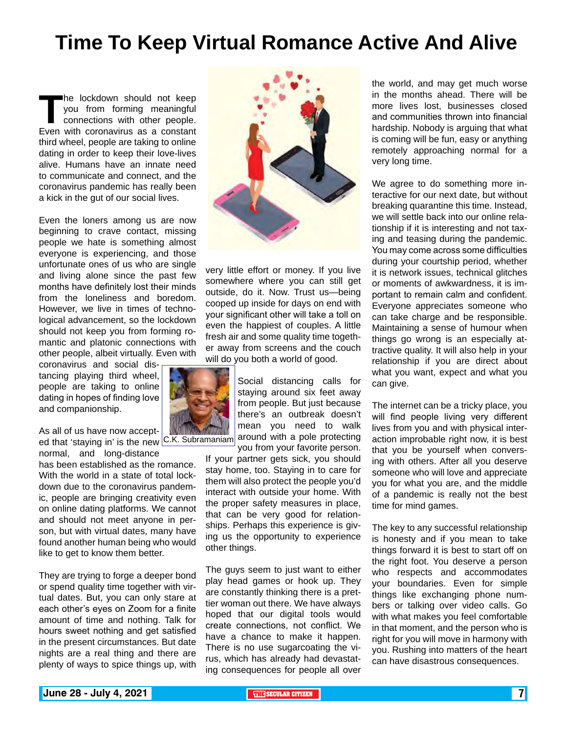# Time To Keep Virtual Romance Active And Alive

The lockdown should not keep you from forming meaningful connections with other people. Even with coronavirus as a constant third wheel, people are taking to online dating in order to keep their love-lives alive. Humans have an innate need to communicate and connect, and the coronavirus pandemic has really been a kick in the gut of our social lives.

Even the loners among us are now beginning to crave contact, missing people we hate is something almost everyone is experiencing, and those unfortunate ones of us who are single and living alone since the past few months have definitely lost their minds from the loneliness and boredom. However, we live in times of technological advancement, so the lockdown should not keep you from forming romantic and platonic connections with other people, albeit virtually. Even with coronavirus and social distancing playing third wheel, people are taking to online dating in hopes of finding love and companionship.

C.K. Subramaniam

As all of us have now accepted that 'staying in' is the new normal, and long-distance has been established as the romance. With the world in a state of total lockdown due to the coronavirus pandemic, people are bringing creativity even on online dating platforms. We cannot and should not meet anyone in person, but with virtual dates, many have found another human being who would like to get to know them better.

They are trying to forge a deeper bond or spend quality time together with virtual dates. But, you can only stare at each other's eyes on Zoom for a finite amount of time and nothing. Talk for hours sweet nothing and get satisfied in the present circumstances. But date nights are a real thing and there are plenty of ways to spice things up, with very little effort or money. If you live somewhere where you can still get outside, do it. Now. Trust us—being cooped up inside for days on end with your significant other will take a toll on even the happiest of couples. A little fresh air and some quality time together away from screens and the couch will do you both a world of good.

Social distancing calls for staying around six feet away from people. But just because there's an outbreak doesn't mean you need to walk around with a pole protecting you from your favorite person. If your partner gets sick, you should stay home, too. Staying in to care for them will also protect the people you'd interact with outside your home. With the proper safety measures in place, that can be very good for relationships. Perhaps this experience is giving us the opportunity to experience other things.

The guys seem to just want to either play head games or hook up. They are constantly thinking there is a prettier woman out there. We have always hoped that our digital tools would create connections, not conflict. We have a chance to make it happen. There is no use sugarcoating the virus, which has already had devastating consequences for people all over the world, and may get much worse in the months ahead. There will be more lives lost, businesses closed and communities thrown into financial hardship. Nobody is arguing that what is coming will be fun, easy or anything remotely approaching normal for a very long time.

We agree to do something more interactive for our next date, but without breaking quarantine this time. Instead, we will settle back into our online relationship if it is interesting and not taxing and teasing during the pandemic. You may come across some difficulties during your courtship period, whether it is network issues, technical glitches or moments of awkwardness, it is important to remain calm and confident. Everyone appreciates someone who can take charge and be responsible. Maintaining a sense of humour when things go wrong is an especially attractive quality. It will also help in your relationship if you are direct about what you want, expect and what you can give.

The internet can be a tricky place, you will find people living very different lives from you and with physical interaction improbable right now, it is best that you be yourself when conversing with others. After all you deserve someone who will love and appreciate you for what you are, and the middle of a pandemic is really not the best time for mind games.

The key to any successful relationship is honesty and if you mean to take things forward it is best to start off on the right foot. You deserve a person who respects and accommodates your boundaries. Even for simple things like exchanging phone numbers or talking over video calls. Go with what makes you feel comfortable in that moment, and the person who is right for you will move in harmony with you. Rushing into matters of the heart can have disastrous consequences.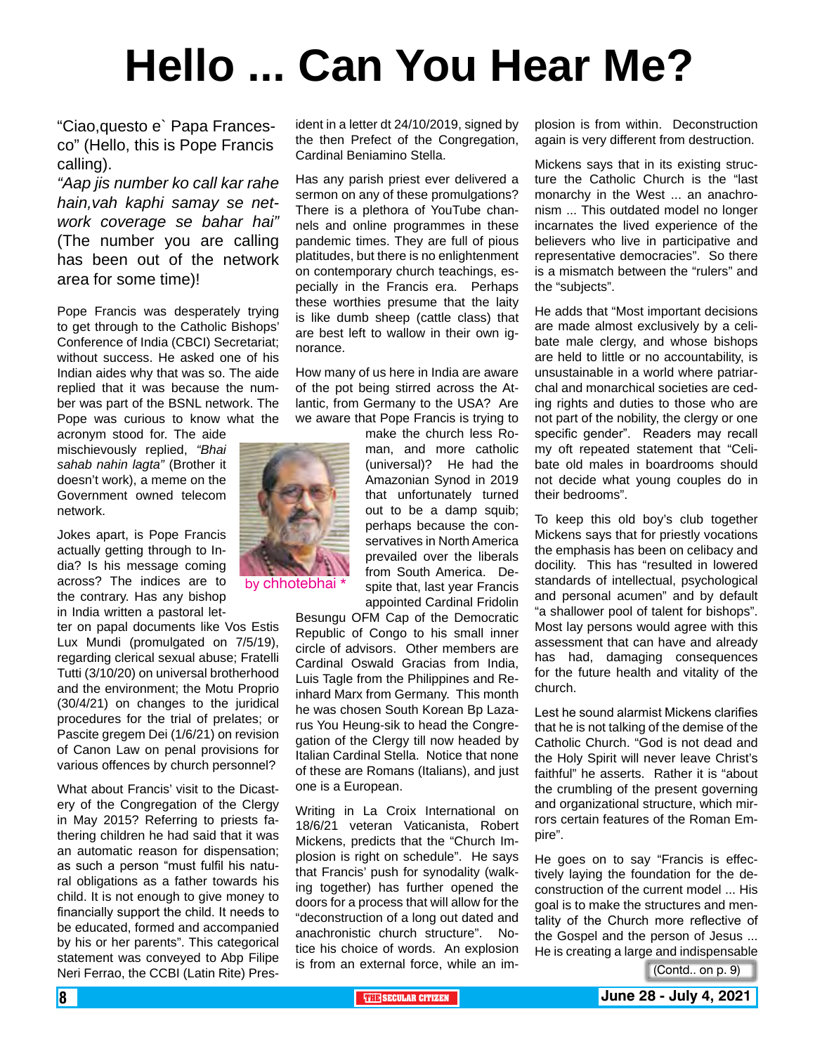# Hello ... Can You Hear Me?

"Ciao,questo e` Papa Francesco" (Hello, this is Pope Francis calling).

*"Aap jis number ko call kar rahe hain,vah kaphi samay se network coverage se bahar hai"* (The number you are calling has been out of the network area for some time)!

Pope Francis was desperately trying to get through to the Catholic Bishops' Conference of India (CBCI) Secretariat; without success. He asked one of his Indian aides why that was so. The aide replied that it was because the number was part of the BSNL network. The Pope was curious to know what the acronym stood for. The aide mischievously replied, *"Bhai sahab nahin lagta"* (Brother it doesn't work), a meme on the Government owned telecom network.

by chhotebhai *

Jokes apart, is Pope Francis actually getting through to India? Is his message coming across? The indices are to the contrary. Has any bishop in India written a pastoral letter on papal documents like Vos Estis Lux Mundi (promulgated on 7/5/19), regarding clerical sexual abuse; Fratelli Tutti (3/10/20) on universal brotherhood and the environment; the Motu Proprio (30/4/21) on changes to the juridical procedures for the trial of prelates; or Pascite gregem Dei (1/6/21) on revision of Canon Law on penal provisions for various offences by church personnel?

What about Francis' visit to the Dicastery of the Congregation of the Clergy in May 2015? Referring to priests fathering children he had said that it was an automatic reason for dispensation; as such a person "must fulfil his natural obligations as a father towards his child. It is not enough to give money to financially support the child. It needs to be educated, formed and accompanied by his or her parents". This categorical statement was conveyed to Abp Filipe Neri Ferrao, the CCBI (Latin Rite) President in a letter dt 24/10/2019, signed by the then Prefect of the Congregation, Cardinal Beniamino Stella.

Has any parish priest ever delivered a sermon on any of these promulgations? There is a plethora of YouTube channels and online programmes in these pandemic times. They are full of pious platitudes, but there is no enlightenment on contemporary church teachings, especially in the Francis era. Perhaps these worthies presume that the laity is like dumb sheep (cattle class) that are best left to wallow in their own ignorance.

How many of us here in India are aware of the pot being stirred across the Atlantic, from Germany to the USA? Are we aware that Pope Francis is trying to make the church less Roman, and more catholic (universal)? He had the Amazonian Synod in 2019 that unfortunately turned out to be a damp squib; perhaps because the conservatives in North America prevailed over the liberals from South America. Despite that, last year Francis appointed Cardinal Fridolin Besungu OFM Cap of the Democratic Republic of Congo to his small inner circle of advisors. Other members are Cardinal Oswald Gracias from India, Luis Tagle from the Philippines and Reinhard Marx from Germany. This month he was chosen South Korean Bp Lazarus You Heung-sik to head the Congregation of the Clergy till now headed by Italian Cardinal Stella. Notice that none of these are Romans (Italians), and just one is a European.

Writing in La Croix International on 18/6/21 veteran Vaticanista, Robert Mickens, predicts that the "Church Implosion is right on schedule". He says that Francis' push for synodality (walking together) has further opened the doors for a process that will allow for the "deconstruction of a long out dated and anachronistic church structure". Notice his choice of words. An explosion is from an external force, while an implosion is from within. Deconstruction again is very different from destruction.

Mickens says that in its existing structure the Catholic Church is the "last monarchy in the West ... an anachronism ... This outdated model no longer incarnates the lived experience of the believers who live in participative and representative democracies". So there is a mismatch between the "rulers" and the "subjects".

He adds that "Most important decisions are made almost exclusively by a celibate male clergy, and whose bishops are held to little or no accountability, is unsustainable in a world where patriarchal and monarchical societies are ceding rights and duties to those who are not part of the nobility, the clergy or one specific gender". Readers may recall my oft repeated statement that "Celibate old males in boardrooms should not decide what young couples do in their bedrooms".

To keep this old boy's club together Mickens says that for priestly vocations the emphasis has been on celibacy and docility. This has "resulted in lowered standards of intellectual, psychological and personal acumen" and by default "a shallower pool of talent for bishops". Most lay persons would agree with this assessment that can have and already has had, damaging consequences for the future health and vitality of the church.

Lest he sound alarmist Mickens clarifies that he is not talking of the demise of the Catholic Church. "God is not dead and the Holy Spirit will never leave Christ's faithful" he asserts. Rather it is "about the crumbling of the present governing and organizational structure, which mirrors certain features of the Roman Empire".

He goes on to say "Francis is effectively laying the foundation for the deconstruction of the current model ... His goal is to make the structures and mentality of the Church more reflective of the Gospel and the person of Jesus ... He is creating a large and indispensable

(Contd.. on p. 9)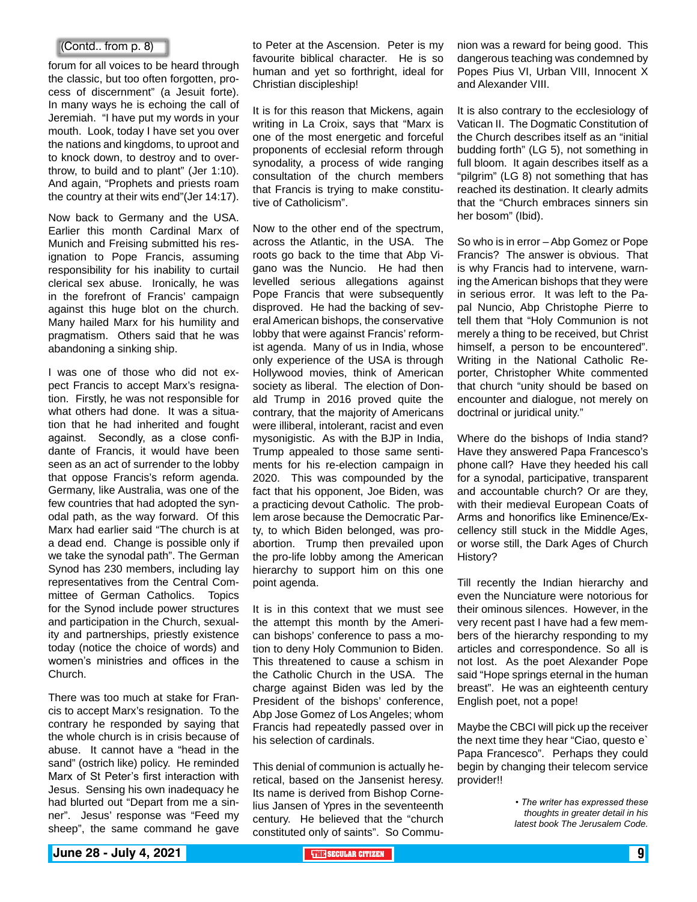(Contd.. from p. 8)

forum for all voices to be heard through the classic, but too often forgotten, process of discernment" (a Jesuit forte). In many ways he is echoing the call of Jeremiah. "I have put my words in your mouth. Look, today I have set you over the nations and kingdoms, to uproot and to knock down, to destroy and to overthrow, to build and to plant" (Jer 1:10). And again, "Prophets and priests roam the country at their wits end"(Jer 14:17).

Now back to Germany and the USA. Earlier this month Cardinal Marx of Munich and Freising submitted his resignation to Pope Francis, assuming responsibility for his inability to curtail clerical sex abuse. Ironically, he was in the forefront of Francis' campaign against this huge blot on the church. Many hailed Marx for his humility and pragmatism. Others said that he was abandoning a sinking ship.

I was one of those who did not expect Francis to accept Marx's resignation. Firstly, he was not responsible for what others had done. It was a situation that he had inherited and fought against. Secondly, as a close confidante of Francis, it would have been seen as an act of surrender to the lobby that oppose Francis's reform agenda. Germany, like Australia, was one of the few countries that had adopted the synodal path, as the way forward. Of this Marx had earlier said "The church is at a dead end. Change is possible only if we take the synodal path". The German Synod has 230 members, including lay representatives from the Central Committee of German Catholics. Topics for the Synod include power structures and participation in the Church, sexuality and partnerships, priestly existence today (notice the choice of words) and women's ministries and offices in the Church.

There was too much at stake for Francis to accept Marx's resignation. To the contrary he responded by saying that the whole church is in crisis because of abuse. It cannot have a "head in the sand" (ostrich like) policy. He reminded Marx of St Peter's first interaction with Jesus. Sensing his own inadequacy he had blurted out "Depart from me a sinner". Jesus' response was "Feed my sheep", the same command he gave to Peter at the Ascension. Peter is my favourite biblical character. He is so human and yet so forthright, ideal for Christian discipleship!

It is for this reason that Mickens, again writing in La Croix, says that "Marx is one of the most energetic and forceful proponents of ecclesial reform through synodality, a process of wide ranging consultation of the church members that Francis is trying to make constitutive of Catholicism".

Now to the other end of the spectrum, across the Atlantic, in the USA. The roots go back to the time that Abp Vigano was the Nuncio. He had then levelled serious allegations against Pope Francis that were subsequently disproved. He had the backing of several American bishops, the conservative lobby that were against Francis' reformist agenda. Many of us in India, whose only experience of the USA is through Hollywood movies, think of American society as liberal. The election of Donald Trump in 2016 proved quite the contrary, that the majority of Americans were illiberal, intolerant, racist and even mysonigistic. As with the BJP in India, Trump appealed to those same sentiments for his re-election campaign in 2020. This was compounded by the fact that his opponent, Joe Biden, was a practicing devout Catholic. The problem arose because the Democratic Party, to which Biden belonged, was pro-abortion. Trump then prevailed upon the pro-life lobby among the American hierarchy to support him on this one point agenda.

It is in this context that we must see the attempt this month by the American bishops' conference to pass a motion to deny Holy Communion to Biden. This threatened to cause a schism in the Catholic Church in the USA. The charge against Biden was led by the President of the bishops' conference, Abp Jose Gomez of Los Angeles; whom Francis had repeatedly passed over in his selection of cardinals.

This denial of communion is actually heretical, based on the Jansenist heresy. Its name is derived from Bishop Cornelius Jansen of Ypres in the seventeenth century. He believed that the "church constituted only of saints". So Communion was a reward for being good. This dangerous teaching was condemned by Popes Pius VI, Urban VIII, Innocent X and Alexander VIII.

It is also contrary to the ecclesiology of Vatican II. The Dogmatic Constitution of the Church describes itself as an "initial budding forth" (LG 5), not something in full bloom. It again describes itself as a "pilgrim" (LG 8) not something that has reached its destination. It clearly admits that the "Church embraces sinners sin her bosom" (Ibid).

So who is in error – Abp Gomez or Pope Francis? The answer is obvious. That is why Francis had to intervene, warning the American bishops that they were in serious error. It was left to the Papal Nuncio, Abp Christophe Pierre to tell them that "Holy Communion is not merely a thing to be received, but Christ himself, a person to be encountered". Writing in the National Catholic Reporter, Christopher White commented that church "unity should be based on encounter and dialogue, not merely on doctrinal or juridical unity."

Where do the bishops of India stand? Have they answered Papa Francesco's phone call? Have they heeded his call for a synodal, participative, transparent and accountable church? Or are they, with their medieval European Coats of Arms and honorifics like Eminence/Excellency still stuck in the Middle Ages, or worse still, the Dark Ages of Church History?

Till recently the Indian hierarchy and even the Nunciature were notorious for their ominous silences. However, in the very recent past I have had a few members of the hierarchy responding to my articles and correspondence. So all is not lost. As the poet Alexander Pope said "Hope springs eternal in the human breast". He was an eighteenth century English poet, not a pope!

Maybe the CBCI will pick up the receiver the next time they hear "Ciao, questo e` Papa Francesco". Perhaps they could begin by changing their telecom service provider!!

*• The writer has expressed these thoughts in greater detail in his latest book The Jerusalem Code.*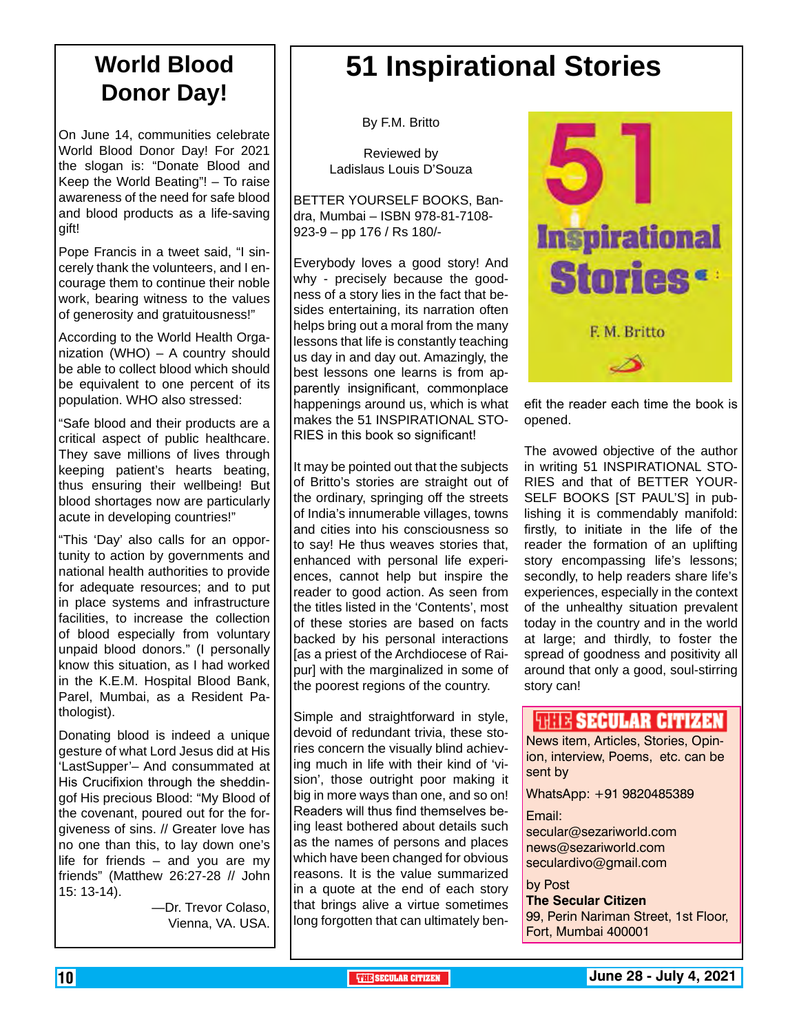# World Blood Donor Day!

On June 14, communities celebrate World Blood Donor Day! For 2021 the slogan is: "Donate Blood and Keep the World Beating"! – To raise awareness of the need for safe blood and blood products as a life-saving gift!

Pope Francis in a tweet said, "I sincerely thank the volunteers, and I encourage them to continue their noble work, bearing witness to the values of generosity and gratuitousness!"

According to the World Health Organization (WHO) – A country should be able to collect blood which should be equivalent to one percent of its population. WHO also stressed:

"Safe blood and their products are a critical aspect of public healthcare. They save millions of lives through keeping patient's hearts beating, thus ensuring their wellbeing! But blood shortages now are particularly acute in developing countries!"

"This 'Day' also calls for an opportunity to action by governments and national health authorities to provide for adequate resources; and to put in place systems and infrastructure facilities, to increase the collection of blood especially from voluntary unpaid blood donors." (I personally know this situation, as I had worked in the K.E.M. Hospital Blood Bank, Parel, Mumbai, as a Resident Pathologist).

Donating blood is indeed a unique gesture of what Lord Jesus did at His 'LastSupper'– And consummated at His Crucifixion through the sheddingof His precious Blood: "My Blood of the covenant, poured out for the forgiveness of sins. // Greater love has no one than this, to lay down one's life for friends – and you are my friends" (Matthew 26:27-28 // John 15: 13-14).

—Dr. Trevor Colaso,
Vienna, VA. USA.

# 51 Inspirational Stories

By F.M. Britto

Reviewed by
Ladislaus Louis D'Souza

BETTER YOURSELF BOOKS, Bandra, Mumbai – ISBN 978-81-7108-923-9 – pp 176 / Rs 180/-

Everybody loves a good story! And why - precisely because the goodness of a story lies in the fact that besides entertaining, its narration often helps bring out a moral from the many lessons that life is constantly teaching us day in and day out. Amazingly, the best lessons one learns is from apparently insignificant, commonplace happenings around us, which is what makes the 51 INSPIRATIONAL STORIES in this book so significant!

It may be pointed out that the subjects of Britto's stories are straight out of the ordinary, springing off the streets of India's innumerable villages, towns and cities into his consciousness so to say! He thus weaves stories that, enhanced with personal life experiences, cannot help but inspire the reader to good action. As seen from the titles listed in the 'Contents', most of these stories are based on facts backed by his personal interactions [as a priest of the Archdiocese of Raipur] with the marginalized in some of the poorest regions of the country.

Simple and straightforward in style, devoid of redundant trivia, these stories concern the visually blind achieving much in life with their kind of 'vision', those outright poor making it big in more ways than one, and so on! Readers will thus find themselves being least bothered about details such as the names of persons and places which have been changed for obvious reasons. It is the value summarized in a quote at the end of each story that brings alive a virtue sometimes long forgotten that can ultimately benefit the reader each time the book is opened.

The avowed objective of the author in writing 51 INSPIRATIONAL STORIES and that of BETTER YOURSELF BOOKS [ST PAUL'S] in publishing it is commendably manifold: firstly, to initiate in the life of the reader the formation of an uplifting story encompassing life's lessons; secondly, to help readers share life's experiences, especially in the context of the unhealthy situation prevalent today in the country and in the world at large; and thirdly, to foster the spread of goodness and positivity all around that only a good, soul-stirring story can!

**THE SECULAR CITIZEN**

News item, Articles, Stories, Opinion, interview, Poems, etc. can be sent by

WhatsApp: +91 9820485389

Email:
secular@sezariworld.com
news@sezariworld.com
seculardivo@gmail.com

by Post
**The Secular Citizen**
99, Perin Nariman Street, 1st Floor,
Fort, Mumbai 400001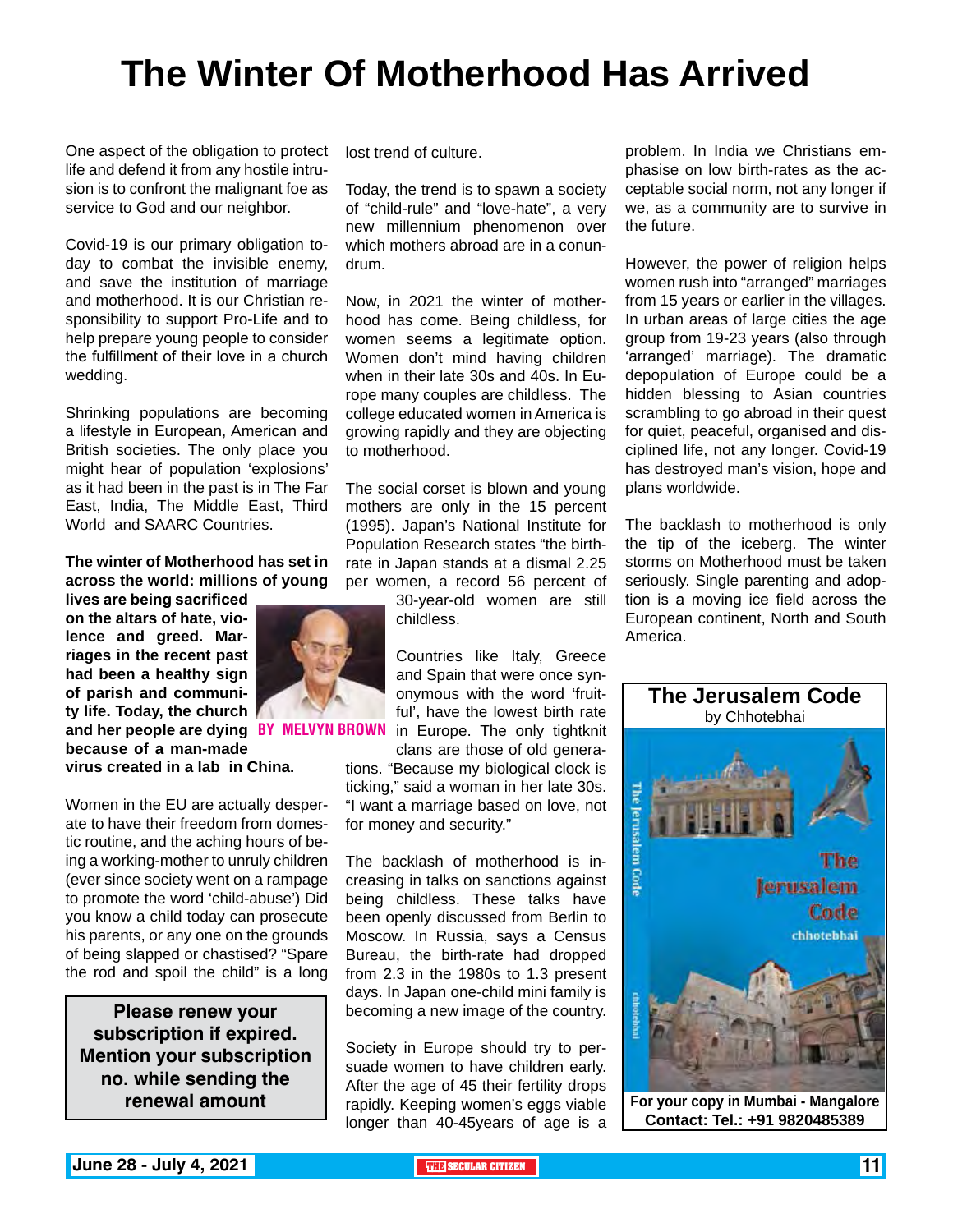# The Winter Of Motherhood Has Arrived

One aspect of the obligation to protect life and defend it from any hostile intrusion is to confront the malignant foe as service to God and our neighbor.

Covid-19 is our primary obligation today to combat the invisible enemy, and save the institution of marriage and motherhood. It is our Christian responsibility to support Pro-Life and to help prepare young people to consider the fulfillment of their love in a church wedding.

Shrinking populations are becoming a lifestyle in European, American and British societies. The only place you might hear of population 'explosions' as it had been in the past is in The Far East, India, The Middle East, Third World and SAARC Countries.

**The winter of Motherhood has set in across the world: millions of young lives are being sacrificed on the altars of hate, violence and greed. Marriages in the recent past had been a healthy sign of parish and community life. Today, the church and her people are dying because of a man-made virus created in a lab in China.**

**BY MELVYN BROWN**

Women in the EU are actually desperate to have their freedom from domestic routine, and the aching hours of being a working-mother to unruly children (ever since society went on a rampage to promote the word 'child-abuse') Did you know a child today can prosecute his parents, or any one on the grounds of being slapped or chastised? "Spare the rod and spoil the child" is a long lost trend of culture.

Today, the trend is to spawn a society of "child-rule" and "love-hate", a very new millennium phenomenon over which mothers abroad are in a conundrum.

Now, in 2021 the winter of motherhood has come. Being childless, for women seems a legitimate option. Women don't mind having children when in their late 30s and 40s. In Europe many couples are childless. The college educated women in America is growing rapidly and they are objecting to motherhood.

The social corset is blown and young mothers are only in the 15 percent (1995). Japan's National Institute for Population Research states "the birthrate in Japan stands at a dismal 2.25 per women, a record 56 percent of 30-year-old women are still childless.

Countries like Italy, Greece and Spain that were once synonymous with the word 'fruitful', have the lowest birth rate in Europe. The only tightknit clans are those of old generations. "Because my biological clock is ticking," said a woman in her late 30s. "I want a marriage based on love, not for money and security."

The backlash of motherhood is increasing in talks on sanctions against being childless. These talks have been openly discussed from Berlin to Moscow. In Russia, says a Census Bureau, the birth-rate had dropped from 2.3 in the 1980s to 1.3 present days. In Japan one-child mini family is becoming a new image of the country.

Society in Europe should try to persuade women to have children early. After the age of 45 their fertility drops rapidly. Keeping women's eggs viable longer than 40-45years of age is a problem. In India we Christians emphasise on low birth-rates as the acceptable social norm, not any longer if we, as a community are to survive in the future.

However, the power of religion helps women rush into "arranged" marriages from 15 years or earlier in the villages. In urban areas of large cities the age group from 19-23 years (also through 'arranged' marriage). The dramatic depopulation of Europe could be a hidden blessing to Asian countries scrambling to go abroad in their quest for quiet, peaceful, organised and disciplined life, not any longer. Covid-19 has destroyed man's vision, hope and plans worldwide.

The backlash to motherhood is only the tip of the iceberg. The winter storms on Motherhood must be taken seriously. Single parenting and adoption is a moving ice field across the European continent, North and South America.

**Please renew your subscription if expired. Mention your subscription no. while sending the renewal amount**

**The Jerusalem Code**
by Chhotebhai

**For your copy in Mumbai - Mangalore Contact: Tel.: +91 9820485389**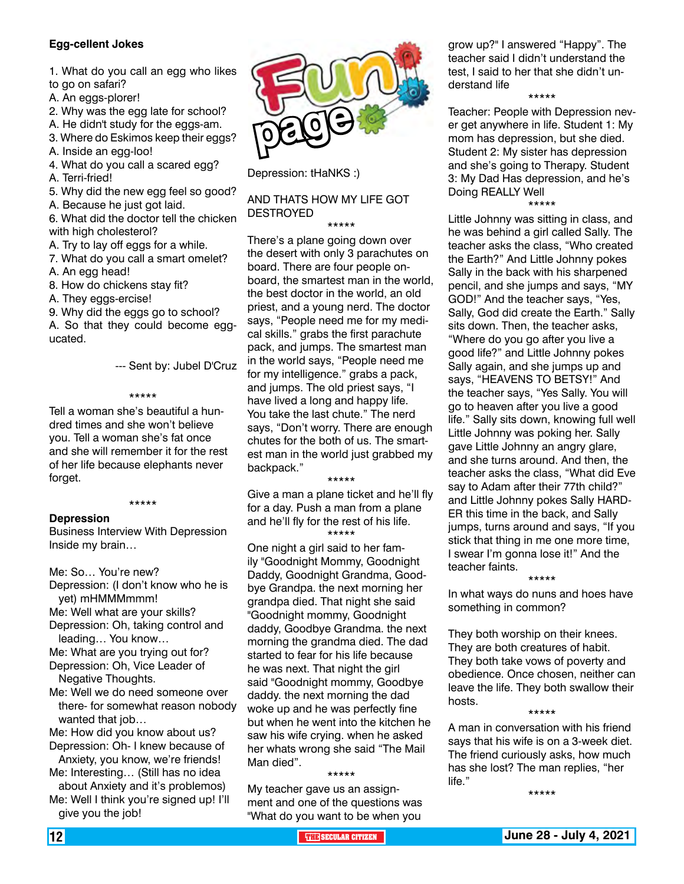## Egg-cellent Jokes

1. What do you call an egg who likes to go on safari?
A. An eggs-plorer!
2. Why was the egg late for school?
A. He didn't study for the eggs-am.
3. Where do Eskimos keep their eggs?
A. Inside an egg-loo!
4. What do you call a scared egg?
A. Terri-fried!
5. Why did the new egg feel so good?
A. Because he just got laid.
6. What did the doctor tell the chicken with high cholesterol?
A. Try to lay off eggs for a while.
7. What do you call a smart omelet?
A. An egg head!
8. How do chickens stay fit?
A. They eggs-ercise!
9. Why did the eggs go to school?
A. So that they could become egg-ucated.

--- Sent by: Jubel D'Cruz

\*\*\*\*\*

Tell a woman she's beautiful a hundred times and she won't believe you. Tell a woman she's fat once and she will remember it for the rest of her life because elephants never forget.

\*\*\*\*\*

**Depression**

Business Interview With Depression Inside my brain…

Me: So… You're new?
Depression: (I don't know who he is yet) mHMMMmmm!
Me: Well what are your skills?
Depression: Oh, taking control and leading… You know…
Me: What are you trying out for?
Depression: Oh, Vice Leader of Negative Thoughts.
Me: Well we do need someone over there- for somewhat reason nobody wanted that job…
Me: How did you know about us?
Depression: Oh- I knew because of Anxiety, you know, we're friends!
Me: Interesting… (Still has no idea about Anxiety and it's problemos)
Me: Well I think you're signed up! I'll give you the job!

# Fun page

Depression: tHaNKS :)

AND THATS HOW MY LIFE GOT DESTROYED

\*\*\*\*\*

There's a plane going down over the desert with only 3 parachutes on board. There are four people on-board, the smartest man in the world, the best doctor in the world, an old priest, and a young nerd. The doctor says, "People need me for my medical skills." grabs the first parachute pack, and jumps. The smartest man in the world says, "People need me for my intelligence." grabs a pack, and jumps. The old priest says, "I have lived a long and happy life. You take the last chute." The nerd says, "Don't worry. There are enough chutes for the both of us. The smartest man in the world just grabbed my backpack."

\*\*\*\*\*

Give a man a plane ticket and he'll fly for a day. Push a man from a plane and he'll fly for the rest of his life.

\*\*\*\*\*

One night a girl said to her family "Goodnight Mommy, Goodnight Daddy, Goodnight Grandma, Goodbye Grandpa. the next morning her grandpa died. That night she said "Goodnight mommy, Goodnight daddy, Goodbye Grandma. the next morning the grandma died. The dad started to fear for his life because he was next. That night the girl said "Goodnight mommy, Goodbye daddy. the next morning the dad woke up and he was perfectly fine but when he went into the kitchen he saw his wife crying. when he asked her whats wrong she said "The Mail Man died".

\*\*\*\*\*

My teacher gave us an assignment and one of the questions was "What do you want to be when you grow up?" I answered "Happy". The teacher said I didn't understand the test, I said to her that she didn't understand life

\*\*\*\*\*

Teacher: People with Depression never get anywhere in life. Student 1: My mom has depression, but she died. Student 2: My sister has depression and she's going to Therapy. Student 3: My Dad Has depression, and he's Doing REALLY Well

\*\*\*\*\*

Little Johnny was sitting in class, and he was behind a girl called Sally. The teacher asks the class, "Who created the Earth?" And Little Johnny pokes Sally in the back with his sharpened pencil, and she jumps and says, "MY GOD!" And the teacher says, "Yes, Sally, God did create the Earth." Sally sits down. Then, the teacher asks, "Where do you go after you live a good life?" and Little Johnny pokes Sally again, and she jumps up and says, "HEAVENS TO BETSY!" And the teacher says, "Yes Sally. You will go to heaven after you live a good life." Sally sits down, knowing full well Little Johnny was poking her. Sally gave Little Johnny an angry glare, and she turns around. And then, the teacher asks the class, "What did Eve say to Adam after their 77th child?" and Little Johnny pokes Sally HARDER this time in the back, and Sally jumps, turns around and says, "If you stick that thing in me one more time, I swear I'm gonna lose it!" And the teacher faints.

\*\*\*\*\*

In what ways do nuns and hoes have something in common?

They both worship on their knees. They are both creatures of habit. They both take vows of poverty and obedience. Once chosen, neither can leave the life. They both swallow their hosts.

\*\*\*\*\*

A man in conversation with his friend says that his wife is on a 3-week diet. The friend curiously asks, how much has she lost? The man replies, "her life."

\*\*\*\*\*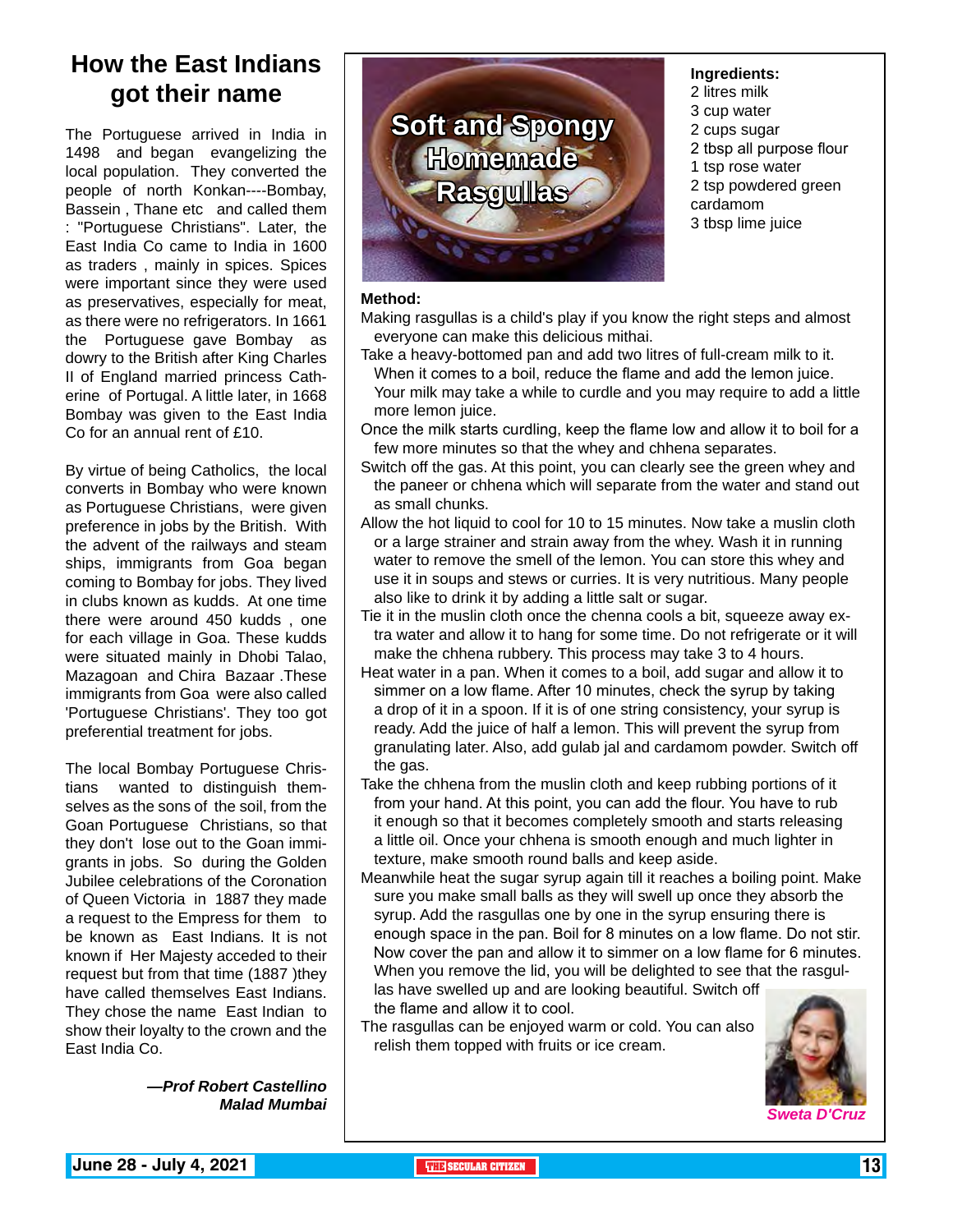# How the East Indians got their name

The Portuguese arrived in India in 1498 and began evangelizing the local population. They converted the people of north Konkan----Bombay, Bassein , Thane etc and called them : "Portuguese Christians". Later, the East India Co came to India in 1600 as traders , mainly in spices. Spices were important since they were used as preservatives, especially for meat, as there were no refrigerators. In 1661 the Portuguese gave Bombay as dowry to the British after King Charles II of England married princess Catherine of Portugal. A little later, in 1668 Bombay was given to the East India Co for an annual rent of £10.

By virtue of being Catholics, the local converts in Bombay who were known as Portuguese Christians, were given preference in jobs by the British. With the advent of the railways and steam ships, immigrants from Goa began coming to Bombay for jobs. They lived in clubs known as kudds. At one time there were around 450 kudds , one for each village in Goa. These kudds were situated mainly in Dhobi Talao, Mazagoan and Chira Bazaar .These immigrants from Goa were also called 'Portuguese Christians'. They too got preferential treatment for jobs.

The local Bombay Portuguese Christians wanted to distinguish themselves as the sons of the soil, from the Goan Portuguese Christians, so that they don't lose out to the Goan immigrants in jobs. So during the Golden Jubilee celebrations of the Coronation of Queen Victoria in 1887 they made a request to the Empress for them to be known as East Indians. It is not known if Her Majesty acceded to their request but from that time (1887 )they have called themselves East Indians. They chose the name East Indian to show their loyalty to the crown and the East India Co.

***—Prof Robert Castellino***
***Malad Mumbai***

# Soft and Spongy Homemade Rasgullas

**Ingredients:**
2 litres milk
3 cup water
2 cups sugar
2 tbsp all purpose flour
1 tsp rose water
2 tsp powdered green cardamom
3 tbsp lime juice

**Method:**

Making rasgullas is a child's play if you know the right steps and almost everyone can make this delicious mithai.

Take a heavy-bottomed pan and add two litres of full-cream milk to it. When it comes to a boil, reduce the flame and add the lemon juice. Your milk may take a while to curdle and you may require to add a little more lemon juice.

Once the milk starts curdling, keep the flame low and allow it to boil for a few more minutes so that the whey and chhena separates.

Switch off the gas. At this point, you can clearly see the green whey and the paneer or chhena which will separate from the water and stand out as small chunks.

Allow the hot liquid to cool for 10 to 15 minutes. Now take a muslin cloth or a large strainer and strain away from the whey. Wash it in running water to remove the smell of the lemon. You can store this whey and use it in soups and stews or curries. It is very nutritious. Many people also like to drink it by adding a little salt or sugar.

Tie it in the muslin cloth once the chenna cools a bit, squeeze away extra water and allow it to hang for some time. Do not refrigerate or it will make the chhena rubbery. This process may take 3 to 4 hours.

Heat water in a pan. When it comes to a boil, add sugar and allow it to simmer on a low flame. After 10 minutes, check the syrup by taking a drop of it in a spoon. If it is of one string consistency, your syrup is ready. Add the juice of half a lemon. This will prevent the syrup from granulating later. Also, add gulab jal and cardamom powder. Switch off the gas.

Take the chhena from the muslin cloth and keep rubbing portions of it from your hand. At this point, you can add the flour. You have to rub it enough so that it becomes completely smooth and starts releasing a little oil. Once your chhena is smooth enough and much lighter in texture, make smooth round balls and keep aside.

Meanwhile heat the sugar syrup again till it reaches a boiling point. Make sure you make small balls as they will swell up once they absorb the syrup. Add the rasgullas one by one in the syrup ensuring there is enough space in the pan. Boil for 8 minutes on a low flame. Do not stir. Now cover the pan and allow it to simmer on a low flame for 6 minutes. When you remove the lid, you will be delighted to see that the rasgullas have swelled up and are looking beautiful. Switch off the flame and allow it to cool.

The rasgullas can be enjoyed warm or cold. You can also relish them topped with fruits or ice cream.

*Sweta D'Cruz*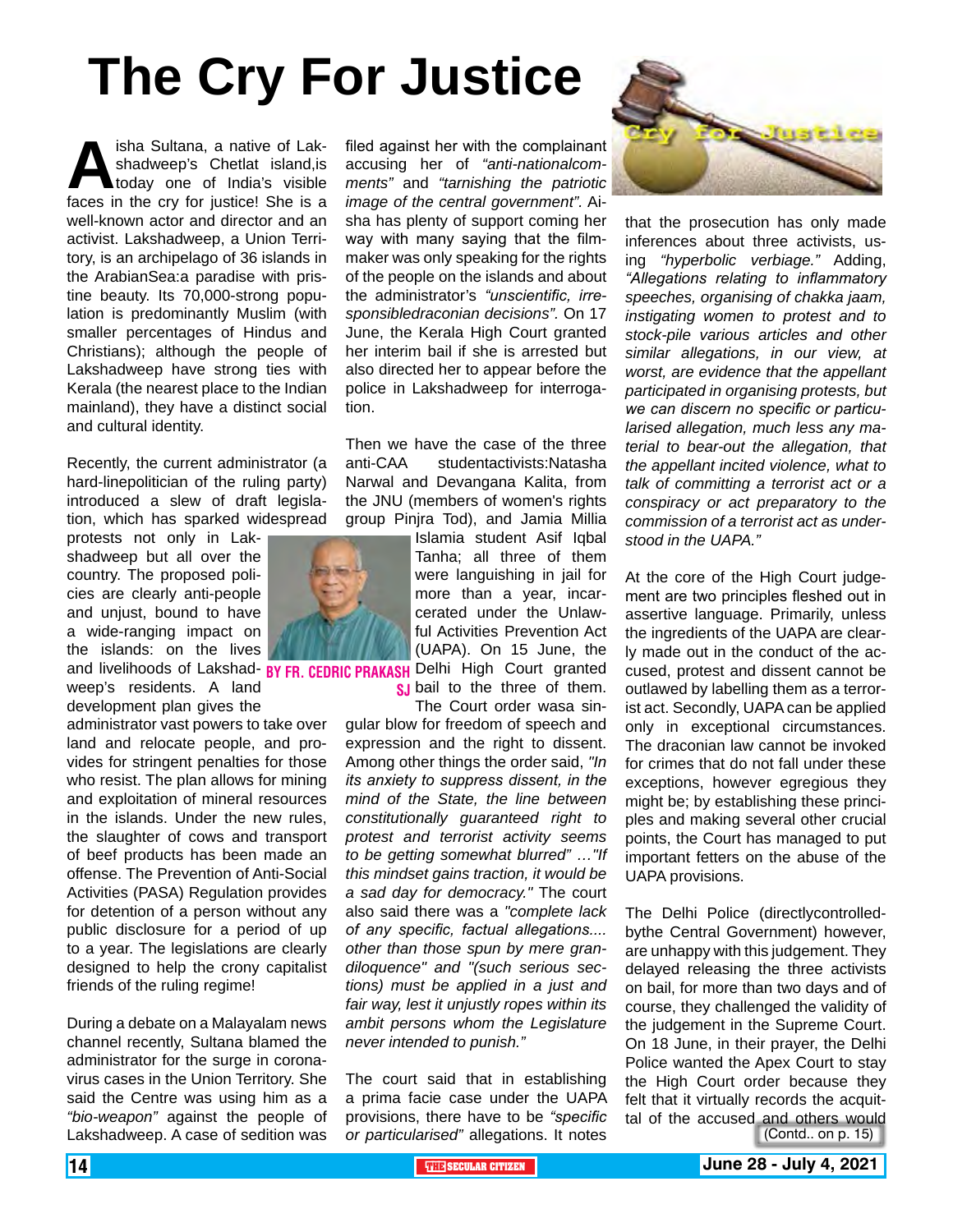# The Cry For Justice

**BY FR. CEDRIC PRAKASH SJ**

Aisha Sultana, a native of Lakshadweep's Chetlat island,is today one of India's visible faces in the cry for justice! She is a well-known actor and director and an activist. Lakshadweep, a Union Territory, is an archipelago of 36 islands in the ArabianSea:a paradise with pristine beauty. Its 70,000-strong population is predominantly Muslim (with smaller percentages of Hindus and Christians); although the people of Lakshadweep have strong ties with Kerala (the nearest place to the Indian mainland), they have a distinct social and cultural identity.

Recently, the current administrator (a hard-linepolitician of the ruling party) introduced a slew of draft legislation, which has sparked widespread protests not only in Lakshadweep but all over the country. The proposed policies are clearly anti-people and unjust, bound to have a wide-ranging impact on the islands: on the lives and livelihoods of Lakshadweep's residents. A land development plan gives the administrator vast powers to take over land and relocate people, and provides for stringent penalties for those who resist. The plan allows for mining and exploitation of mineral resources in the islands. Under the new rules, the slaughter of cows and transport of beef products has been made an offense. The Prevention of Anti-Social Activities (PASA) Regulation provides for detention of a person without any public disclosure for a period of up to a year. The legislations are clearly designed to help the crony capitalist friends of the ruling regime!

During a debate on a Malayalam news channel recently, Sultana blamed the administrator for the surge in coronavirus cases in the Union Territory. She said the Centre was using him as a *"bio-weapon"* against the people of Lakshadweep. A case of sedition was filed against her with the complainant accusing her of *"anti-nationalcomments"* and *"tarnishing the patriotic image of the central government"*. Aisha has plenty of support coming her way with many saying that the filmmaker was only speaking for the rights of the people on the islands and about the administrator's *"unscientific, irresponsibledraconian decisions"*. On 17 June, the Kerala High Court granted her interim bail if she is arrested but also directed her to appear before the police in Lakshadweep for interrogation.

Then we have the case of the three anti-CAA studentactivists:Natasha Narwal and Devangana Kalita, from the JNU (members of women's rights group Pinjra Tod), and Jamia Millia Islamia student Asif Iqbal Tanha; all three of them were languishing in jail for more than a year, incarcerated under the Unlawful Activities Prevention Act (UAPA). On 15 June, the Delhi High Court granted bail to the three of them. The Court order wasa singular blow for freedom of speech and expression and the right to dissent. Among other things the order said, *"In its anxiety to suppress dissent, in the mind of the State, the line between constitutionally guaranteed right to protest and terrorist activity seems to be getting somewhat blurred" …"If this mindset gains traction, it would be a sad day for democracy."* The court also said there was a *"complete lack of any specific, factual allegations.... other than those spun by mere grandiloquence" and "(such serious sections) must be applied in a just and fair way, lest it unjustly ropes within its ambit persons whom the Legislature never intended to punish."*

The court said that in establishing a prima facie case under the UAPA provisions, there have to be *"specific or particularised"* allegations. It notes that the prosecution has only made inferences about three activists, using *"hyperbolic verbiage."* Adding, *"Allegations relating to inflammatory speeches, organising of chakka jaam, instigating women to protest and to stock-pile various articles and other similar allegations, in our view, at worst, are evidence that the appellant participated in organising protests, but we can discern no specific or particularised allegation, much less any material to bear-out the allegation, that the appellant incited violence, what to talk of committing a terrorist act or a conspiracy or act preparatory to the commission of a terrorist act as understood in the UAPA."*

At the core of the High Court judgement are two principles fleshed out in assertive language. Primarily, unless the ingredients of the UAPA are clearly made out in the conduct of the accused, protest and dissent cannot be outlawed by labelling them as a terrorist act. Secondly, UAPA can be applied only in exceptional circumstances. The draconian law cannot be invoked for crimes that do not fall under these exceptions, however egregious they might be; by establishing these principles and making several other crucial points, the Court has managed to put important fetters on the abuse of the UAPA provisions.

The Delhi Police (directlycontrolledbythe Central Government) however, are unhappy with this judgement. They delayed releasing the three activists on bail, for more than two days and of course, they challenged the validity of the judgement in the Supreme Court. On 18 June, in their prayer, the Delhi Police wanted the Apex Court to stay the High Court order because they felt that it virtually records the acquittal of the accused and others would

(Contd.. on p. 15)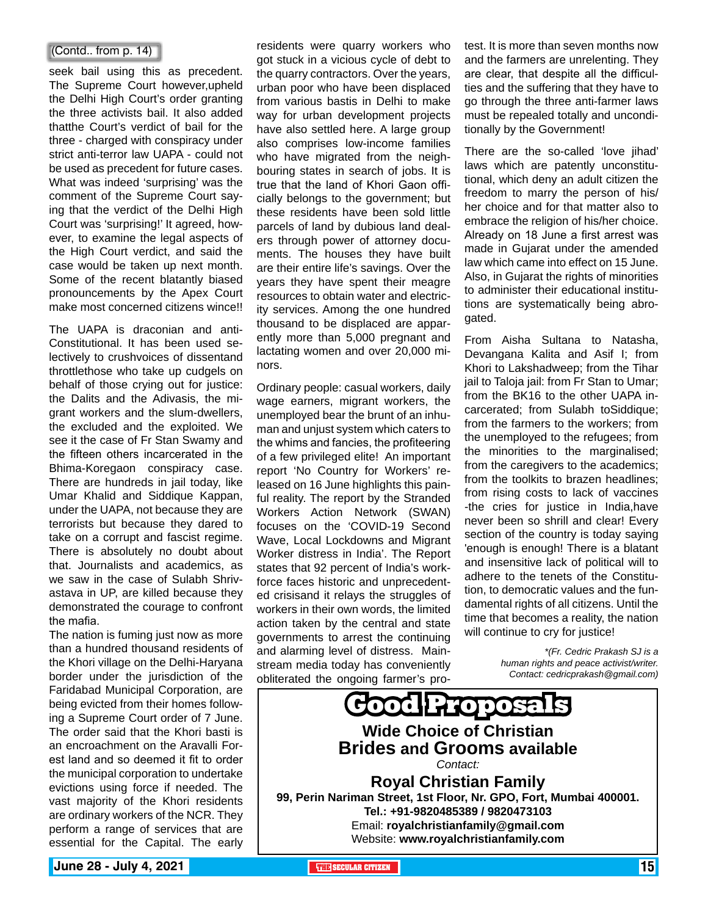(Contd.. from p. 14)

seek bail using this as precedent. The Supreme Court however,upheld the Delhi High Court's order granting the three activists bail. It also added thatthe Court's verdict of bail for the three - charged with conspiracy under strict anti-terror law UAPA - could not be used as precedent for future cases. What was indeed 'surprising' was the comment of the Supreme Court saying that the verdict of the Delhi High Court was 'surprising!' It agreed, however, to examine the legal aspects of the High Court verdict, and said the case would be taken up next month. Some of the recent blatantly biased pronouncements by the Apex Court make most concerned citizens wince!!

The UAPA is draconian and anti-Constitutional. It has been used selectively to crushvoices of dissentand throttlethose who take up cudgels on behalf of those crying out for justice: the Dalits and the Adivasis, the migrant workers and the slum-dwellers, the excluded and the exploited. We see it the case of Fr Stan Swamy and the fifteen others incarcerated in the Bhima-Koregaon conspiracy case. There are hundreds in jail today, like Umar Khalid and Siddique Kappan, under the UAPA, not because they are terrorists but because they dared to take on a corrupt and fascist regime. There is absolutely no doubt about that. Journalists and academics, as we saw in the case of Sulabh Shrivastava in UP, are killed because they demonstrated the courage to confront the mafia.

The nation is fuming just now as more than a hundred thousand residents of the Khori village on the Delhi-Haryana border under the jurisdiction of the Faridabad Municipal Corporation, are being evicted from their homes following a Supreme Court order of 7 June. The order said that the Khori basti is an encroachment on the Aravalli Forest land and so deemed it fit to order the municipal corporation to undertake evictions using force if needed. The vast majority of the Khori residents are ordinary workers of the NCR. They perform a range of services that are essential for the Capital. The early residents were quarry workers who got stuck in a vicious cycle of debt to the quarry contractors. Over the years, urban poor who have been displaced from various bastis in Delhi to make way for urban development projects have also settled here. A large group also comprises low-income families who have migrated from the neighbouring states in search of jobs. It is true that the land of Khori Gaon officially belongs to the government; but these residents have been sold little parcels of land by dubious land dealers through power of attorney documents. The houses they have built are their entire life's savings. Over the years they have spent their meagre resources to obtain water and electricity services. Among the one hundred thousand to be displaced are apparently more than 5,000 pregnant and lactating women and over 20,000 minors.

Ordinary people: casual workers, daily wage earners, migrant workers, the unemployed bear the brunt of an inhuman and unjust system which caters to the whims and fancies, the profiteering of a few privileged elite! An important report 'No Country for Workers' released on 16 June highlights this painful reality. The report by the Stranded Workers Action Network (SWAN) focuses on the 'COVID-19 Second Wave, Local Lockdowns and Migrant Worker distress in India'. The Report states that 92 percent of India's workforce faces historic and unprecedented crisisand it relays the struggles of workers in their own words, the limited action taken by the central and state governments to arrest the continuing and alarming level of distress. Mainstream media today has conveniently obliterated the ongoing farmer's protest. It is more than seven months now and the farmers are unrelenting. They are clear, that despite all the difficulties and the suffering that they have to go through the three anti-farmer laws must be repealed totally and unconditionally by the Government!

There are the so-called 'love jihad' laws which are patently unconstitutional, which deny an adult citizen the freedom to marry the person of his/her choice and for that matter also to embrace the religion of his/her choice. Already on 18 June a first arrest was made in Gujarat under the amended law which came into effect on 15 June. Also, in Gujarat the rights of minorities to administer their educational institutions are systematically being abrogated.

From Aisha Sultana to Natasha, Devangana Kalita and Asif I; from Khori to Lakshadweep; from the Tihar jail to Taloja jail: from Fr Stan to Umar; from the BK16 to the other UAPA incarcerated; from Sulabh toSiddique; from the farmers to the workers; from the unemployed to the refugees; from the minorities to the marginalised; from the caregivers to the academics; from the toolkits to brazen headlines; from rising costs to lack of vaccines -the cries for justice in India,have never been so shrill and clear! Every section of the country is today saying 'enough is enough! There is a blatant and insensitive lack of political will to adhere to the tenets of the Constitution, to democratic values and the fundamental rights of all citizens. Until the time that becomes a reality, the nation will continue to cry for justice!

*\*(Fr. Cedric Prakash SJ is a human rights and peace activist/writer. Contact: cedricprakash@gmail.com)*

---

# Good Proposals

**Wide Choice of Christian Brides and Grooms available**

*Contact:*

**Royal Christian Family**

**99, Perin Nariman Street, 1st Floor, Nr. GPO, Fort, Mumbai 400001.**

**Tel.: +91-9820485389 / 9820473103**

Email: **royalchristianfamily@gmail.com**

Website: **www.royalchristianfamily.com**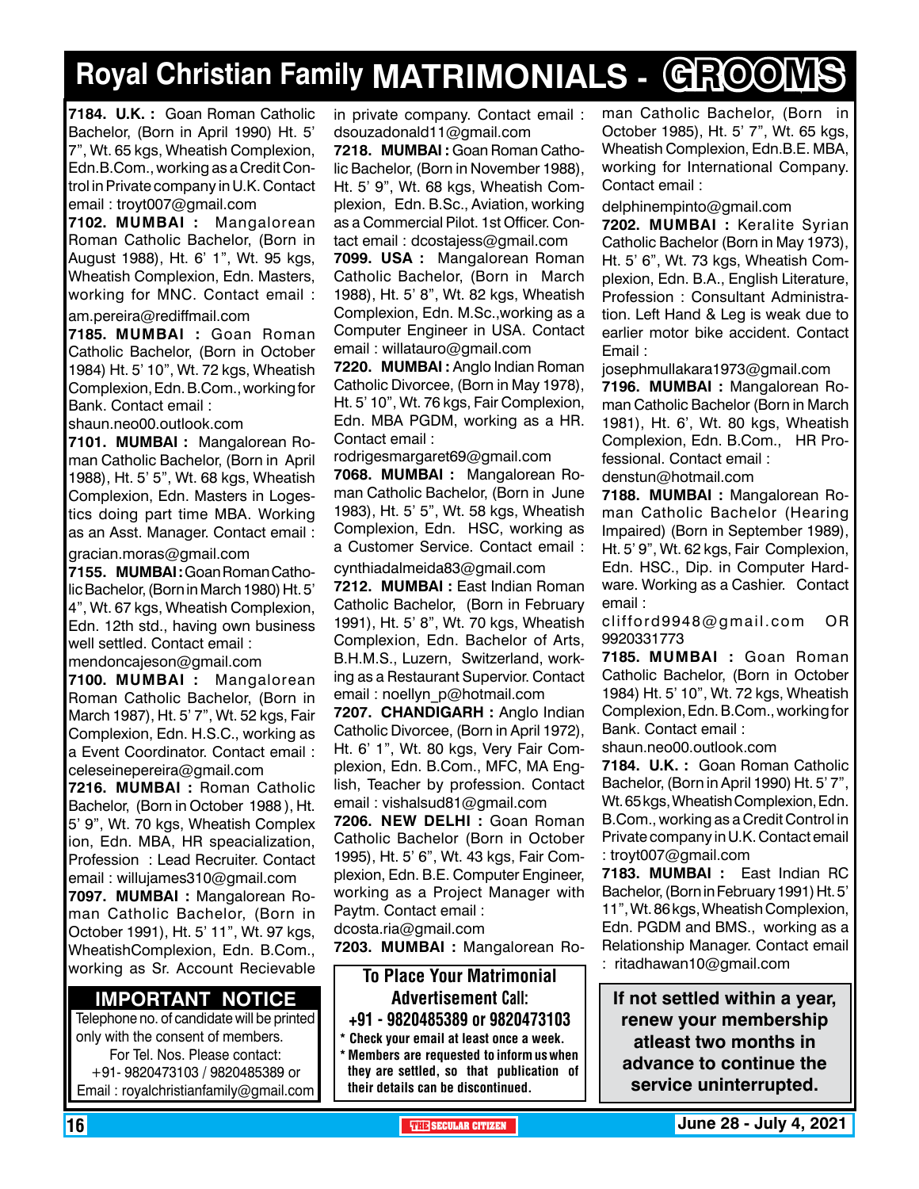# Royal Christian Family MATRIMONIALS - GROOMS

**7184. U.K. :** Goan Roman Catholic Bachelor, (Born in April 1990) Ht. 5' 7", Wt. 65 kgs, Wheatish Complexion, Edn.B.Com., working as a Credit Control in Private company in U.K. Contact email : troyt007@gmail.com

**7102. MUMBAI :** Mangalorean Roman Catholic Bachelor, (Born in August 1988), Ht. 6' 1", Wt. 95 kgs, Wheatish Complexion, Edn. Masters, working for MNC. Contact email : am.pereira@rediffmail.com

**7185. MUMBAI :** Goan Roman Catholic Bachelor, (Born in October 1984) Ht. 5' 10", Wt. 72 kgs, Wheatish Complexion, Edn. B.Com., working for Bank. Contact email : shaun.neo00.outlook.com

**7101. MUMBAI :** Mangalorean Roman Catholic Bachelor, (Born in April 1988), Ht. 5' 5", Wt. 68 kgs, Wheatish Complexion, Edn. Masters in Logestics doing part time MBA. Working as an Asst. Manager. Contact email : gracian.moras@gmail.com

**7155. MUMBAI :** Goan Roman Catholic Bachelor, (Born in March 1980) Ht. 5' 4", Wt. 67 kgs, Wheatish Complexion, Edn. 12th std., having own business well settled. Contact email : mendoncajeson@gmail.com

**7100. MUMBAI :** Mangalorean Roman Catholic Bachelor, (Born in March 1987), Ht. 5' 7", Wt. 52 kgs, Fair Complexion, Edn. H.S.C., working as a Event Coordinator. Contact email : celeseinepereira@gmail.com

**7216. MUMBAI :** Roman Catholic Bachelor, (Born in October 1988 ), Ht. 5' 9", Wt. 70 kgs, Wheatish Complexion, Edn. MBA, HR speacialization, Profession : Lead Recruiter. Contact email : willujames310@gmail.com

**7097. MUMBAI :** Mangalorean Roman Catholic Bachelor, (Born in October 1991), Ht. 5' 11", Wt. 97 kgs, WheatishComplexion, Edn. B.Com., working as Sr. Account Recievable in private company. Contact email : dsouzadonald11@gmail.com

**7218. MUMBAI :** Goan Roman Catholic Bachelor, (Born in November 1988), Ht. 5' 9", Wt. 68 kgs, Wheatish Complexion, Edn. B.Sc., Aviation, working as a Commercial Pilot. 1st Officer. Contact email : dcostajess@gmail.com

**7099. USA :** Mangalorean Roman Catholic Bachelor, (Born in March 1988), Ht. 5' 8", Wt. 82 kgs, Wheatish Complexion, Edn. M.Sc.,working as a Computer Engineer in USA. Contact email : willatauro@gmail.com

**7220. MUMBAI :** Anglo Indian Roman Catholic Divorcee, (Born in May 1978), Ht. 5' 10", Wt. 76 kgs, Fair Complexion, Edn. MBA PGDM, working as a HR. Contact email : rodrigesmargaret69@gmail.com

**7068. MUMBAI :** Mangalorean Roman Catholic Bachelor, (Born in June 1983), Ht. 5' 5", Wt. 58 kgs, Wheatish Complexion, Edn. HSC, working as a Customer Service. Contact email : cynthiadalmeida83@gmail.com

**7212. MUMBAI :** East Indian Roman Catholic Bachelor, (Born in February 1991), Ht. 5' 8", Wt. 70 kgs, Wheatish Complexion, Edn. Bachelor of Arts, B.H.M.S., Luzern, Switzerland, working as a Restaurant Supervior. Contact email : noellyn_p@hotmail.com

**7207. CHANDIGARH :** Anglo Indian Catholic Divorcee, (Born in April 1972), Ht. 6' 1", Wt. 80 kgs, Very Fair Complexion, Edn. B.Com., MFC, MA English, Teacher by profession. Contact email : vishalsud81@gmail.com

**7206. NEW DELHI :** Goan Roman Catholic Bachelor (Born in October 1995), Ht. 5' 6", Wt. 43 kgs, Fair Complexion, Edn. B.E. Computer Engineer, working as a Project Manager with Paytm. Contact email : dcosta.ria@gmail.com

**7203. MUMBAI :** Mangalorean Roman Catholic Bachelor, (Born in October 1985), Ht. 5' 7", Wt. 65 kgs, Wheatish Complexion, Edn.B.E. MBA, working for International Company. Contact email : delphinempinto@gmail.com

**7202. MUMBAI :** Keralite Syrian Catholic Bachelor (Born in May 1973), Ht. 5' 6", Wt. 73 kgs, Wheatish Complexion, Edn. B.A., English Literature, Profession : Consultant Administration. Left Hand & Leg is weak due to earlier motor bike accident. Contact Email : josephmullakara1973@gmail.com

**7196. MUMBAI :** Mangalorean Roman Catholic Bachelor (Born in March 1981), Ht. 6', Wt. 80 kgs, Wheatish Complexion, Edn. B.Com., HR Professional. Contact email : denstun@hotmail.com

**7188. MUMBAI :** Mangalorean Roman Catholic Bachelor (Hearing Impaired) (Born in September 1989), Ht. 5' 9", Wt. 62 kgs, Fair Complexion, Edn. HSC., Dip. in Computer Hardware. Working as a Cashier. Contact email : clifford9948@gmail.com OR 9920331773

**7185. MUMBAI :** Goan Roman Catholic Bachelor, (Born in October 1984) Ht. 5' 10", Wt. 72 kgs, Wheatish Complexion, Edn. B.Com., working for Bank. Contact email : shaun.neo00.outlook.com

**7184. U.K. :** Goan Roman Catholic Bachelor, (Born in April 1990) Ht. 5' 7", Wt. 65 kgs, Wheatish Complexion, Edn. B.Com., working as a Credit Control in Private company in U.K. Contact email : troyt007@gmail.com

**7183. MUMBAI :** East Indian RC Bachelor, (Born in February 1991) Ht. 5' 11", Wt. 86 kgs, Wheatish Complexion, Edn. PGDM and BMS., working as a Relationship Manager. Contact email : ritadhawan10@gmail.com

## IMPORTANT NOTICE

Telephone no. of candidate will be printed only with the consent of members.
For Tel. Nos. Please contact:
+91- 9820473103 / 9820485389 or
Email : royalchristianfamily@gmail.com

**To Place Your Matrimonial Advertisement Call:**
**+91 - 9820485389 or 9820473103**

- **Check your email at least once a week.**
- **Members are requested to inform us when they are settled, so that publication of their details can be discontinued.**

**If not settled within a year, renew your membership atleast two months in advance to continue the service uninterrupted.**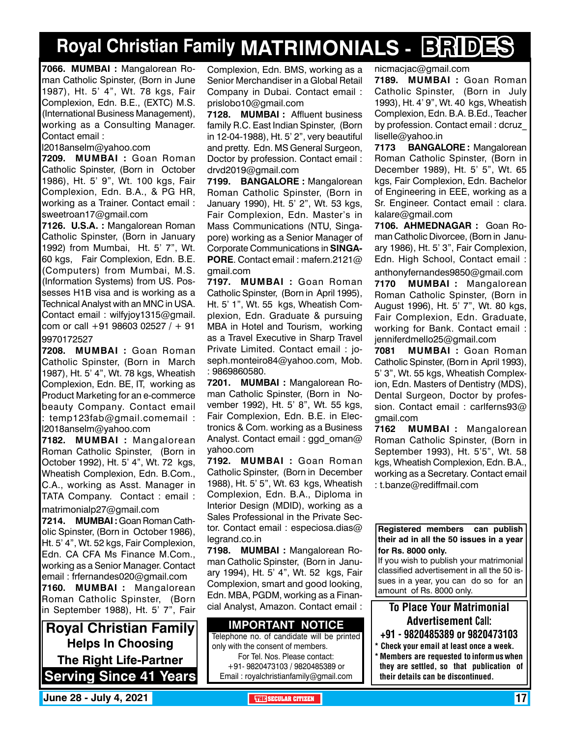# Royal Christian Family MATRIMONIALS - BRIDES

**7066. MUMBAI :** Mangalorean Roman Catholic Spinster, (Born in June 1987), Ht. 5' 4", Wt. 78 kgs, Fair Complexion, Edn. B.E., (EXTC) M.S. (International Business Management), working as a Consulting Manager. Contact email : l2018anselm@yahoo.com

**7209. MUMBAI :** Goan Roman Catholic Spinster, (Born in October 1986), Ht. 5' 9", Wt. 100 kgs, Fair Complexion, Edn. B.A., & PG HR, working as a Trainer. Contact email : sweetroan17@gmail.com

**7126. U.S.A. :** Mangalorean Roman Catholic Spinster, (Born in January 1992) from Mumbai, Ht. 5' 7", Wt. 60 kgs, Fair Complexion, Edn. B.E. (Computers) from Mumbai, M.S. (Information Systems) from US. Possesses H1B visa and is working as a Technical Analyst with an MNC in USA. Contact email : wilfyjoy1315@gmail.com or call +91 98603 02527 / + 91 9970172527

**7208. MUMBAI :** Goan Roman Catholic Spinster, (Born in March 1987), Ht. 5' 4", Wt. 78 kgs, Wheatish Complexion, Edn. BE, IT, working as Product Marketing for an e-commerce beauty Company. Contact email : temp123fab@gmail.comemail : l2018anselm@yahoo.com

**7182. MUMBAI :** Mangalorean Roman Catholic Spinster, (Born in October 1992), Ht. 5' 4", Wt. 72 kgs, Wheatish Complexion, Edn. B.Com., C.A., working as Asst. Manager in TATA Company. Contact : email : matrimonialp27@gmail.com

**7214. MUMBAI :** Goan Roman Catholic Spinster, (Born in October 1986), Ht. 5' 4", Wt. 52 kgs, Fair Complexion, Edn. CA CFA Ms Finance M.Com., working as a Senior Manager. Contact email : frfernandes020@gmail.com

**7160. MUMBAI :** Mangalorean Roman Catholic Spinster, (Born in September 1988), Ht. 5' 7", Fair Complexion, Edn. BMS, working as a Senior Merchandiser in a Global Retail Company in Dubai. Contact email : prislobo10@gmail.com

**7128. MUMBAI :** Affluent business family R.C. East Indian Spinster, (Born in 12-04-1988), Ht. 5' 2", very beautiful and pretty. Edn. MS General Surgeon, Doctor by profession. Contact email : drvd2019@gmail.com

**7199. BANGALORE :** Mangalorean Roman Catholic Spinster, (Born in January 1990), Ht. 5' 2", Wt. 53 kgs, Fair Complexion, Edn. Master's in Mass Communications (NTU, Singapore) working as a Senior Manager of Corporate Communications in **SINGAPORE**. Contact email : mafern.2121@gmail.com

**7197. MUMBAI :** Goan Roman Catholic Spinster, (Born in April 1995), Ht. 5' 1", Wt. 55 kgs, Wheatish Complexion, Edn. Graduate & pursuing MBA in Hotel and Tourism, working as a Travel Executive in Sharp Travel Private Limited. Contact email : joseph.monteiro84@yahoo.com, Mob. : 9869860580.

**7201. MUMBAI :** Mangalorean Roman Catholic Spinster, (Born in November 1992), Ht. 5' 8", Wt. 55 kgs, Fair Complexion, Edn. B.E. in Electronics & Com. working as a Business Analyst. Contact email : ggd_oman@yahoo.com

**7192. MUMBAI :** Goan Roman Catholic Spinster, (Born in December 1988), Ht. 5' 5", Wt. 63 kgs, Wheatish Complexion, Edn. B.A., Diploma in Interior Design (MDID), working as a Sales Professional in the Private Sector. Contact email : especiosa.dias@legrand.co.in

**7198. MUMBAI :** Mangalorean Roman Catholic Spinster, (Born in January 1994), Ht. 5' 4", Wt. 52 kgs, Fair Complexion, smart and good looking, Edn. MBA, PGDM, working as a Financial Analyst, Amazon. Contact email : nicmacjac@gmail.com

**7189. MUMBAI :** Goan Roman Catholic Spinster, (Born in July 1993), Ht. 4' 9", Wt. 40 kgs, Wheatish Complexion, Edn. B.A. B.Ed., Teacher by profession. Contact email : dcruz_liselle@yahoo.in

**7173 BANGALORE :** Mangalorean Roman Catholic Spinster, (Born in December 1989), Ht. 5' 5", Wt. 65 kgs, Fair Complexion, Edn. Bachelor of Engineering in EEE, working as a Sr. Engineer. Contact email : clara.kalare@gmail.com

**7106. AHMEDNAGAR :** Goan Roman Catholic Divorcee, (Born in January 1986), Ht. 5' 3", Fair Complexion, Edn. High School, Contact email : anthonyfernandes9850@gmail.com

**7170 MUMBAI :** Mangalorean Roman Catholic Spinster, (Born in August 1996), Ht. 5' 7", Wt. 80 kgs, Fair Complexion, Edn. Graduate, working for Bank. Contact email : jenniferdmello25@gmail.com

**7081 MUMBAI :** Goan Roman Catholic Spinster, (Born in April 1993), 5' 3", Wt. 55 kgs, Wheatish Complexion, Edn. Masters of Dentistry (MDS), Dental Surgeon, Doctor by profession. Contact email : carlferns93@gmail.com

**7162 MUMBAI :** Mangalorean Roman Catholic Spinster, (Born in September 1993), Ht. 5'5", Wt. 58 kgs, Wheatish Complexion, Edn. B.A., working as a Secretary. Contact email : t.banze@rediffmail.com

**Royal Christian Family**
**Helps In Choosing**
**The Right Life-Partner**
**Serving Since 41 Years**

**IMPORTANT NOTICE**

Telephone no. of candidate will be printed only with the consent of members.
For Tel. Nos. Please contact:
+91- 9820473103 / 9820485389 or
Email : royalchristianfamily@gmail.com

**Registered members can publish their ad in all the 50 issues in a year for Rs. 8000 only.**

If you wish to publish your matrimonial classified advertisement in all the 50 issues in a year, you can do so for an amount of Rs. 8000 only.

**To Place Your Matrimonial Advertisement Call:**
**+91 - 9820485389 or 9820473103**

- **Check your email at least once a week.**
- **Members are requested to inform us when they are settled, so that publication of their details can be discontinued.**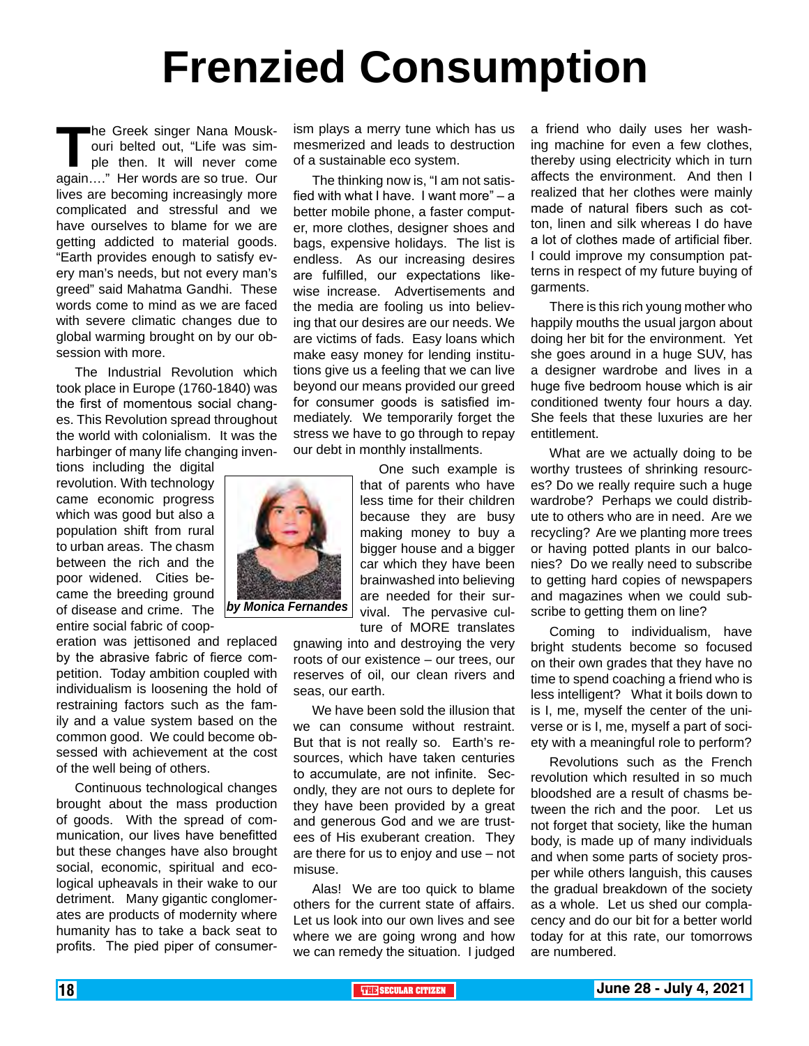# Frenzied Consumption

*by Monica Fernandes*

The Greek singer Nana Mouskouri belted out, "Life was simple then. It will never come again…." Her words are so true. Our lives are becoming increasingly more complicated and stressful and we have ourselves to blame for we are getting addicted to material goods. "Earth provides enough to satisfy every man's needs, but not every man's greed" said Mahatma Gandhi. These words come to mind as we are faced with severe climatic changes due to global warming brought on by our obsession with more.

The Industrial Revolution which took place in Europe (1760-1840) was the first of momentous social changes. This Revolution spread throughout the world with colonialism. It was the harbinger of many life changing inventions including the digital revolution. With technology came economic progress which was good but also a population shift from rural to urban areas. The chasm between the rich and the poor widened. Cities became the breeding ground of disease and crime. The entire social fabric of cooperation was jettisoned and replaced by the abrasive fabric of fierce competition. Today ambition coupled with individualism is loosening the hold of restraining factors such as the family and a value system based on the common good. We could become obsessed with achievement at the cost of the well being of others.

Continuous technological changes brought about the mass production of goods. With the spread of communication, our lives have benefitted but these changes have also brought social, economic, spiritual and ecological upheavals in their wake to our detriment. Many gigantic conglomerates are products of modernity where humanity has to take a back seat to profits. The pied piper of consumerism plays a merry tune which has us mesmerized and leads to destruction of a sustainable eco system.

The thinking now is, "I am not satisfied with what I have. I want more" – a better mobile phone, a faster computer, more clothes, designer shoes and bags, expensive holidays. The list is endless. As our increasing desires are fulfilled, our expectations likewise increase. Advertisements and the media are fooling us into believing that our desires are our needs. We are victims of fads. Easy loans which make easy money for lending institutions give us a feeling that we can live beyond our means provided our greed for consumer goods is satisfied immediately. We temporarily forget the stress we have to go through to repay our debt in monthly installments.

One such example is that of parents who have less time for their children because they are busy making money to buy a bigger house and a bigger car which they have been brainwashed into believing are needed for their survival. The pervasive culture of MORE translates gnawing into and destroying the very roots of our existence – our trees, our reserves of oil, our clean rivers and seas, our earth.

We have been sold the illusion that we can consume without restraint. But that is not really so. Earth's resources, which have taken centuries to accumulate, are not infinite. Secondly, they are not ours to deplete for they have been provided by a great and generous God and we are trustees of His exuberant creation. They are there for us to enjoy and use – not misuse.

Alas! We are too quick to blame others for the current state of affairs. Let us look into our own lives and see where we are going wrong and how we can remedy the situation. I judged a friend who daily uses her washing machine for even a few clothes, thereby using electricity which in turn affects the environment. And then I realized that her clothes were mainly made of natural fibers such as cotton, linen and silk whereas I do have a lot of clothes made of artificial fiber. I could improve my consumption patterns in respect of my future buying of garments.

There is this rich young mother who happily mouths the usual jargon about doing her bit for the environment. Yet she goes around in a huge SUV, has a designer wardrobe and lives in a huge five bedroom house which is air conditioned twenty four hours a day. She feels that these luxuries are her entitlement.

What are we actually doing to be worthy trustees of shrinking resources? Do we really require such a huge wardrobe? Perhaps we could distribute to others who are in need. Are we recycling? Are we planting more trees or having potted plants in our balconies? Do we really need to subscribe to getting hard copies of newspapers and magazines when we could subscribe to getting them on line?

Coming to individualism, have bright students become so focused on their own grades that they have no time to spend coaching a friend who is less intelligent? What it boils down to is I, me, myself the center of the universe or is I, me, myself a part of society with a meaningful role to perform?

Revolutions such as the French revolution which resulted in so much bloodshed are a result of chasms between the rich and the poor. Let us not forget that society, like the human body, is made up of many individuals and when some parts of society prosper while others languish, this causes the gradual breakdown of the society as a whole. Let us shed our complacency and do our bit for a better world today for at this rate, our tomorrows are numbered.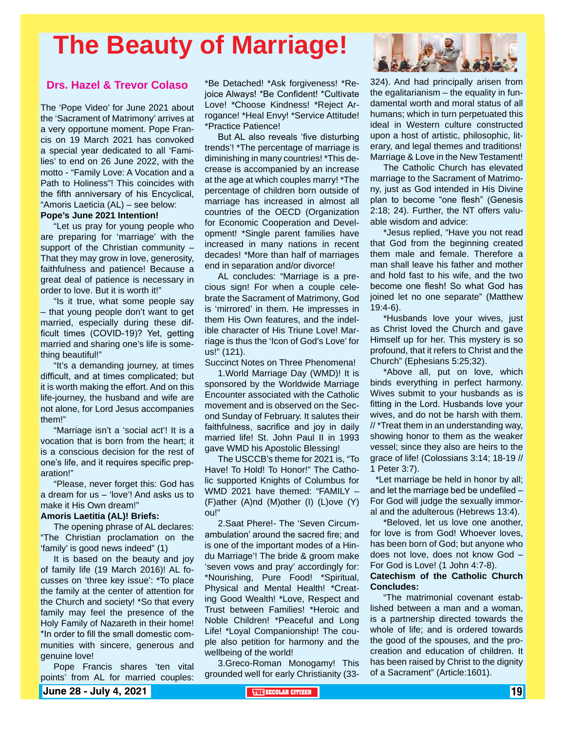# The Beauty of Marriage!

**Drs. Hazel & Trevor Colaso**

The 'Pope Video' for June 2021 about the 'Sacrament of Matrimony' arrives at a very opportune moment. Pope Francis on 19 March 2021 has convoked a special year dedicated to all 'Families' to end on 26 June 2022, with the motto - "Family Love: A Vocation and a Path to Holiness"! This coincides with the fifth anniversary of his Encyclical, "Amoris Laeticia (AL) – see below:

**Pope's June 2021 Intention!**

"Let us pray for young people who are preparing for 'marriage' with the support of the Christian community – That they may grow in love, generosity, faithfulness and patience! Because a great deal of patience is necessary in order to love. But it is worth it!"

"Is it true, what some people say – that young people don't want to get married, especially during these difficult times (COVID-19)? Yet, getting married and sharing one's life is something beautiful!"

"It's a demanding journey, at times difficult, and at times complicated; but it is worth making the effort. And on this life-journey, the husband and wife are not alone, for Lord Jesus accompanies them!"

"Marriage isn't a 'social act'! It is a vocation that is born from the heart; it is a conscious decision for the rest of one's life, and it requires specific preparation!"

"Please, never forget this: God has a dream for us – 'love'! And asks us to make it His Own dream!"

**Amoris Laetitia (AL)! Briefs:**

The opening phrase of AL declares: "The Christian proclamation on the 'family' is good news indeed" (1)

It is based on the beauty and joy of family life (19 March 2016)! AL focusses on 'three key issue': *To place the family at the center of attention for the Church and society! *So that every family may feel the presence of the Holy Family of Nazareth in their home! *In order to fill the small domestic communities with sincere, generous and genuine love!

Pope Francis shares 'ten vital points' from AL for married couples: *Be Detached! *Ask forgiveness! *Rejoice Always! *Be Confident! *Cultivate Love! *Choose Kindness! *Reject Arrogance! *Heal Envy! *Service Attitude! *Practice Patience!

But AL also reveals 'five disturbing trends'! *The percentage of marriage is diminishing in many countries! *This decrease is accompanied by an increase at the age at which couples marry! *The percentage of children born outside of marriage has increased in almost all countries of the OECD (Organization for Economic Cooperation and Development! *Single parent families have increased in many nations in recent decades! *More than half of marriages end in separation and/or divorce!

AL concludes: "Marriage is a precious sign! For when a couple celebrate the Sacrament of Matrimony, God is 'mirrored' in them. He impresses in them His Own features, and the indelible character of His Triune Love! Marriage is thus the 'Icon of God's Love' for us!" (121).

Succinct Notes on Three Phenomena!

1.World Marriage Day (WMD)! It is sponsored by the Worldwide Marriage Encounter associated with the Catholic movement and is observed on the Second Sunday of February. It salutes their faithfulness, sacrifice and joy in daily married life! St. John Paul II in 1993 gave WMD his Apostolic Blessing!

The USCCB's theme for 2021 is, "To Have! To Hold! To Honor!" The Catholic supported Knights of Columbus for WMD 2021 have themed: "FAMILY – (F)ather (A)nd (M)other (I) (L)ove (Y) ou!"

2.Saat Phere!- The 'Seven Circumambulation' around the sacred fire; and is one of the important modes of a Hindu Marriage'! The bride & groom make 'seven vows and pray' accordingly for: *Nourishing, Pure Food! *Spiritual, Physical and Mental Health! *Creating Good Wealth! *Love, Respect and Trust between Families! *Heroic and Noble Children! *Peaceful and Long Life! *Loyal Companionship! The couple also petition for harmony and the wellbeing of the world!

3.Greco-Roman Monogamy! This grounded well for early Christianity (33-324). And had principally arisen from the egalitarianism – the equality in fundamental worth and moral status of all humans; which in turn perpetuated this ideal in Western culture constructed upon a host of artistic, philosophic, literary, and legal themes and traditions! Marriage & Love in the New Testament!

The Catholic Church has elevated marriage to the Sacrament of Matrimony, just as God intended in His Divine plan to become "one flesh" (Genesis 2:18; 24). Further, the NT offers valuable wisdom and advice:

*Jesus replied, "Have you not read that God from the beginning created them male and female. Therefore a man shall leave his father and mother and hold fast to his wife, and the two become one flesh! So what God has joined let no one separate" (Matthew 19:4-6).

*Husbands love your wives, just as Christ loved the Church and gave Himself up for her. This mystery is so profound, that it refers to Christ and the Church" (Ephesians 5:25;32).

*Above all, put on love, which binds everything in perfect harmony. Wives submit to your husbands as is fitting in the Lord. Husbands love your wives, and do not be harsh with them. // *Treat them in an understanding way, showing honor to them as the weaker vessel; since they also are heirs to the grace of life! (Colossians 3:14; 18-19 // 1 Peter 3:7).

*Let marriage be held in honor by all; and let the marriage bed be undefiled – For God will judge the sexually immoral and the adulterous (Hebrews 13:4).

*Beloved, let us love one another, for love is from God! Whoever loves, has been born of God; but anyone who does not love, does not know God – For God is Love! (1 John 4:7-8).

**Catechism of the Catholic Church Concludes:**

"The matrimonial covenant established between a man and a woman, is a partnership directed towards the whole of life; and is ordered towards the good of the spouses, and the procreation and education of children. It has been raised by Christ to the dignity of a Sacrament" (Article:1601).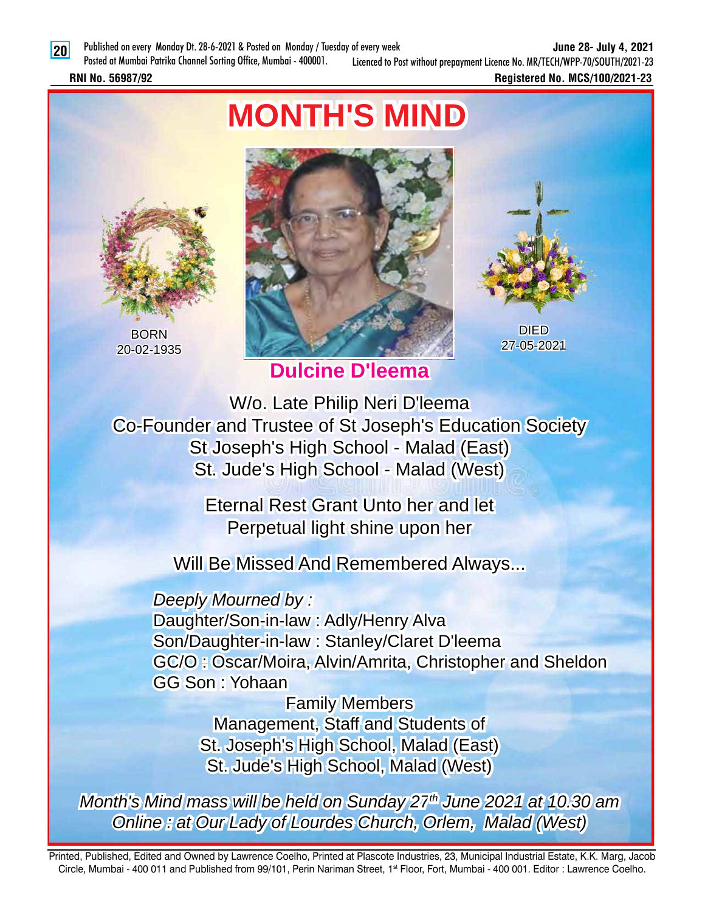# MONTH'S MIND

BORN
20-02-1935

DIED
27-05-2021

## Dulcine D'leema

W/o. Late Philip Neri D'leema
Co-Founder and Trustee of St Joseph's Education Society
St Joseph's High School - Malad (East)
St. Jude's High School - Malad (West)

Eternal Rest Grant Unto her and let
Perpetual light shine upon her

Will Be Missed And Remembered Always...

*Deeply Mourned by :*
Daughter/Son-in-law : Adly/Henry Alva
Son/Daughter-in-law : Stanley/Claret D'leema
GC/O : Oscar/Moira, Alvin/Amrita, Christopher and Sheldon
GG Son : Yohaan

Family Members
Management, Staff and Students of
St. Joseph's High School, Malad (East)
St. Jude's High School, Malad (West)

*Month's Mind mass will be held on Sunday 27th June 2021 at 10.30 am*
*Online : at Our Lady of Lourdes Church, Orlem, Malad (West)*

Printed, Published, Edited and Owned by Lawrence Coelho, Printed at Plascote Industries, 23, Municipal Industrial Estate, K.K. Marg, Jacob Circle, Mumbai - 400 011 and Published from 99/101, Perin Nariman Street, 1st Floor, Fort, Mumbai - 400 001. Editor : Lawrence Coelho.